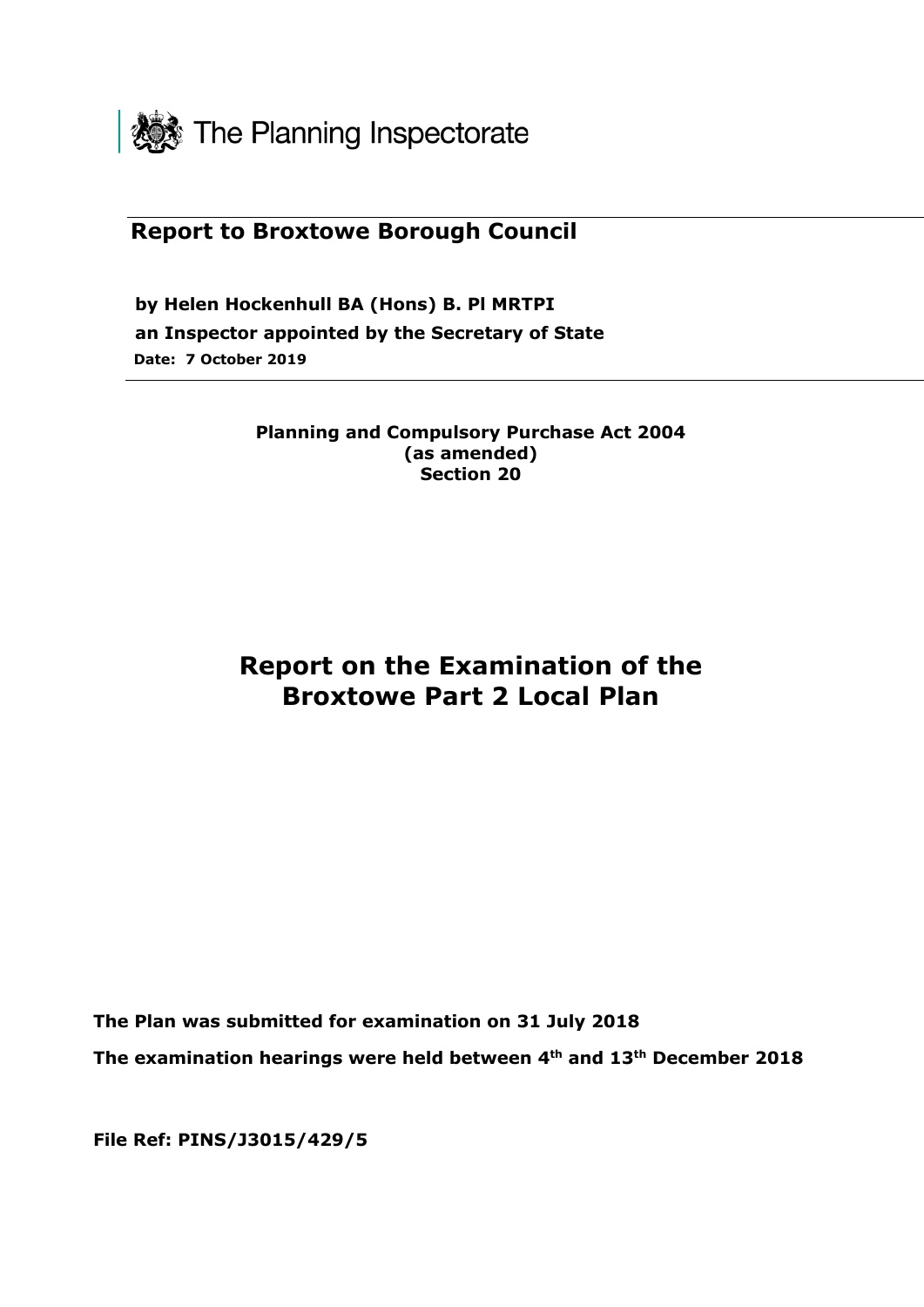The Planning Inspectorate

**Report to Broxtowe Borough Council**

**by Helen Hockenhull BA (Hons) B. Pl MRTPI**

**an Inspector appointed by the Secretary of State**

**Date: 7 October 2019**

**Planning and Compulsory Purchase Act 2004**
**(as amended)**
**Section 20**

# Report on the Examination of the Broxtowe Part 2 Local Plan

**The Plan was submitted for examination on 31 July 2018**

**The examination hearings were held between 4th and 13th December 2018**

**File Ref: PINS/J3015/429/5**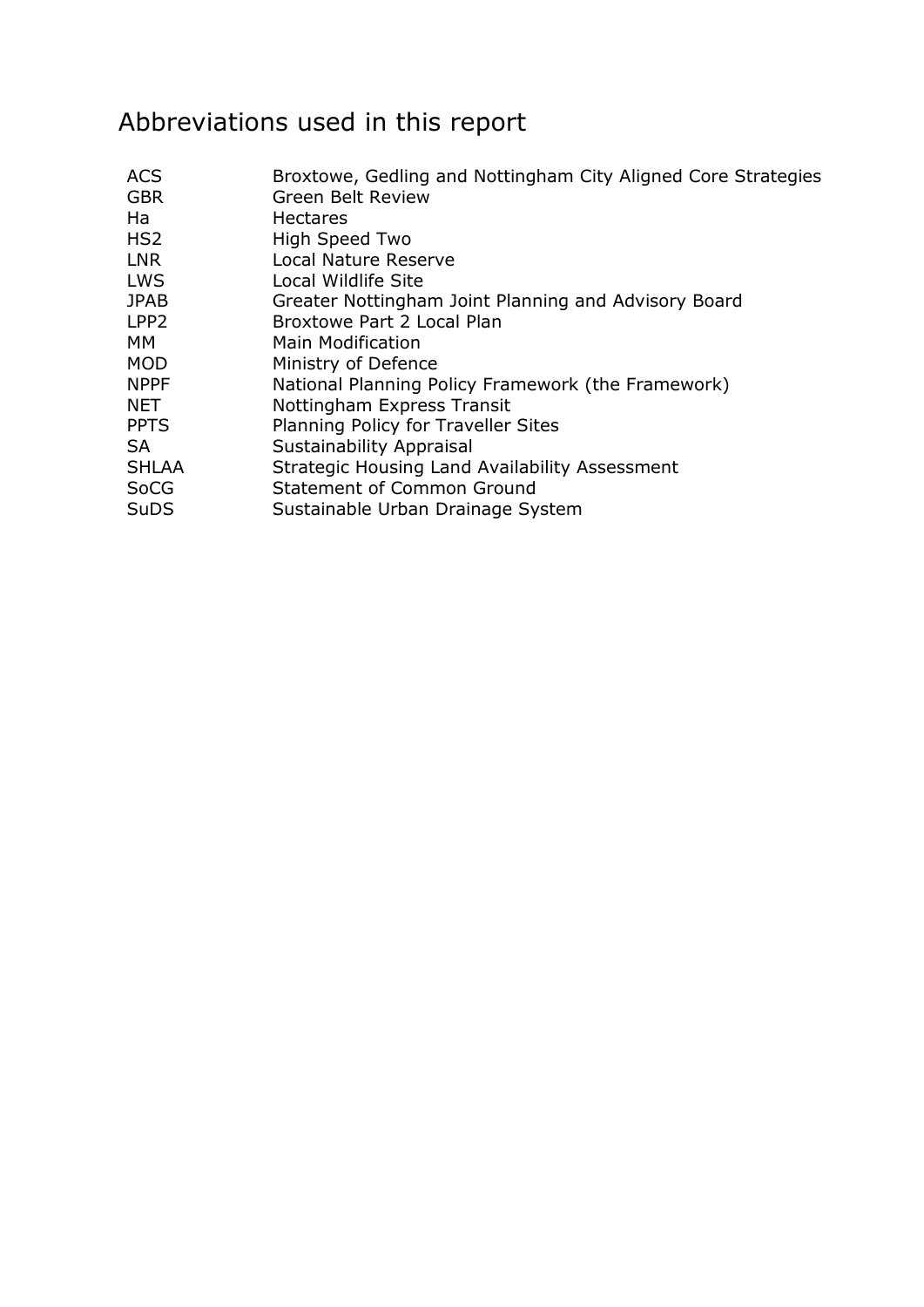## Abbreviations used in this report

| | |
|---|---|
| ACS | Broxtowe, Gedling and Nottingham City Aligned Core Strategies |
| GBR | Green Belt Review |
| Ha | Hectares |
| HS2 | High Speed Two |
| LNR | Local Nature Reserve |
| LWS | Local Wildlife Site |
| JPAB | Greater Nottingham Joint Planning and Advisory Board |
| LPP2 | Broxtowe Part 2 Local Plan |
| MM | Main Modification |
| MOD | Ministry of Defence |
| NPPF | National Planning Policy Framework (the Framework) |
| NET | Nottingham Express Transit |
| PPTS | Planning Policy for Traveller Sites |
| SA | Sustainability Appraisal |
| SHLAA | Strategic Housing Land Availability Assessment |
| SoCG | Statement of Common Ground |
| SuDS | Sustainable Urban Drainage System |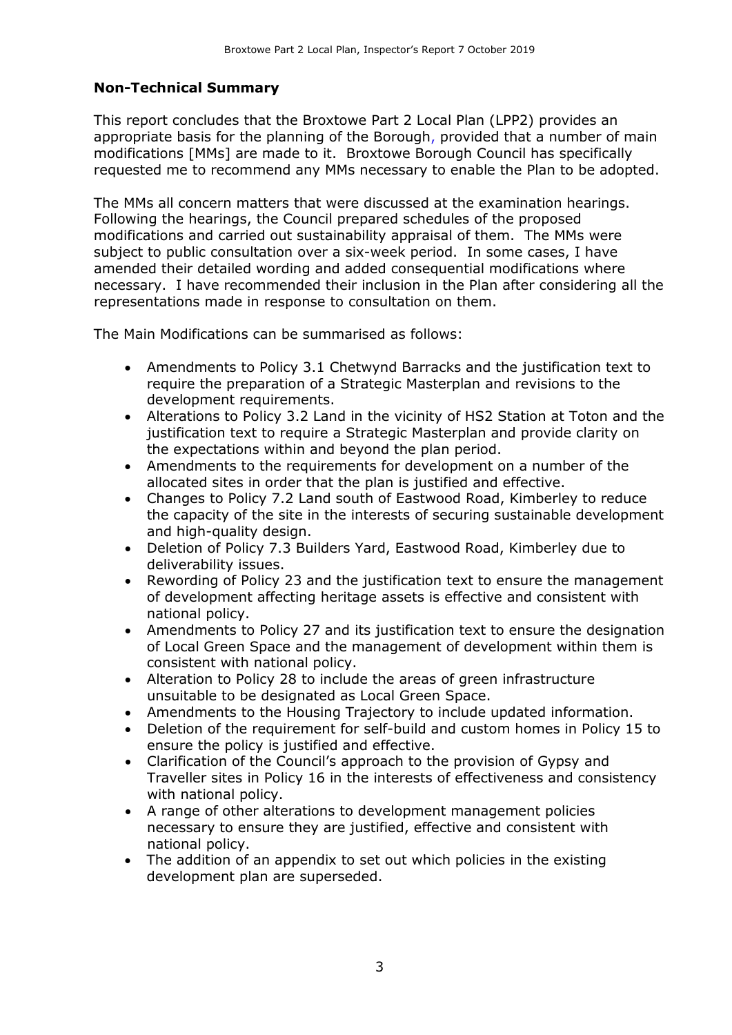## Non-Technical Summary

This report concludes that the Broxtowe Part 2 Local Plan (LPP2) provides an appropriate basis for the planning of the Borough, provided that a number of main modifications [MMs] are made to it. Broxtowe Borough Council has specifically requested me to recommend any MMs necessary to enable the Plan to be adopted.

The MMs all concern matters that were discussed at the examination hearings. Following the hearings, the Council prepared schedules of the proposed modifications and carried out sustainability appraisal of them. The MMs were subject to public consultation over a six-week period. In some cases, I have amended their detailed wording and added consequential modifications where necessary. I have recommended their inclusion in the Plan after considering all the representations made in response to consultation on them.

The Main Modifications can be summarised as follows:

- Amendments to Policy 3.1 Chetwynd Barracks and the justification text to require the preparation of a Strategic Masterplan and revisions to the development requirements.
- Alterations to Policy 3.2 Land in the vicinity of HS2 Station at Toton and the justification text to require a Strategic Masterplan and provide clarity on the expectations within and beyond the plan period.
- Amendments to the requirements for development on a number of the allocated sites in order that the plan is justified and effective.
- Changes to Policy 7.2 Land south of Eastwood Road, Kimberley to reduce the capacity of the site in the interests of securing sustainable development and high-quality design.
- Deletion of Policy 7.3 Builders Yard, Eastwood Road, Kimberley due to deliverability issues.
- Rewording of Policy 23 and the justification text to ensure the management of development affecting heritage assets is effective and consistent with national policy.
- Amendments to Policy 27 and its justification text to ensure the designation of Local Green Space and the management of development within them is consistent with national policy.
- Alteration to Policy 28 to include the areas of green infrastructure unsuitable to be designated as Local Green Space.
- Amendments to the Housing Trajectory to include updated information.
- Deletion of the requirement for self-build and custom homes in Policy 15 to ensure the policy is justified and effective.
- Clarification of the Council's approach to the provision of Gypsy and Traveller sites in Policy 16 in the interests of effectiveness and consistency with national policy.
- A range of other alterations to development management policies necessary to ensure they are justified, effective and consistent with national policy.
- The addition of an appendix to set out which policies in the existing development plan are superseded.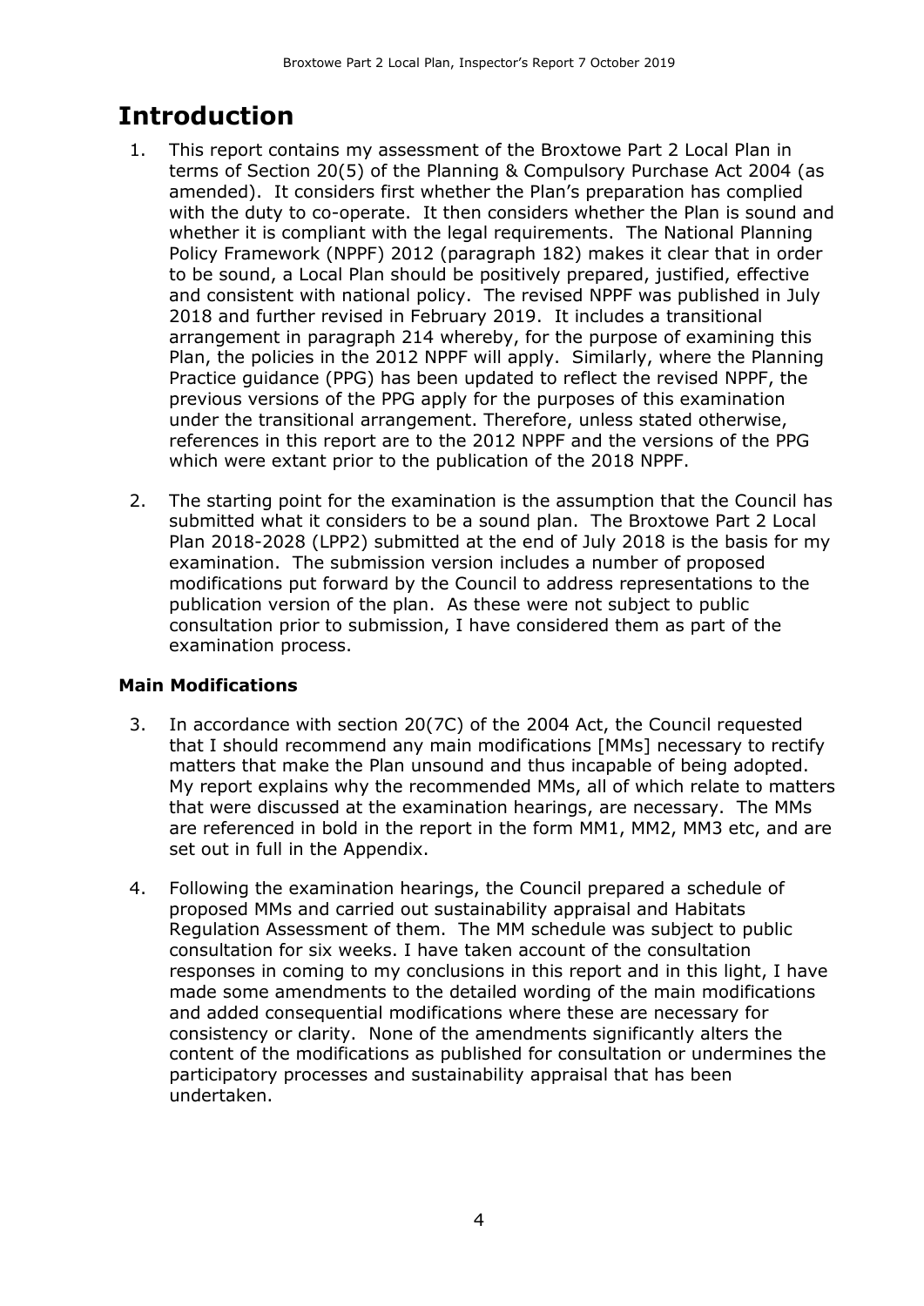# Introduction

1. This report contains my assessment of the Broxtowe Part 2 Local Plan in terms of Section 20(5) of the Planning & Compulsory Purchase Act 2004 (as amended). It considers first whether the Plan's preparation has complied with the duty to co-operate. It then considers whether the Plan is sound and whether it is compliant with the legal requirements. The National Planning Policy Framework (NPPF) 2012 (paragraph 182) makes it clear that in order to be sound, a Local Plan should be positively prepared, justified, effective and consistent with national policy. The revised NPPF was published in July 2018 and further revised in February 2019. It includes a transitional arrangement in paragraph 214 whereby, for the purpose of examining this Plan, the policies in the 2012 NPPF will apply. Similarly, where the Planning Practice guidance (PPG) has been updated to reflect the revised NPPF, the previous versions of the PPG apply for the purposes of this examination under the transitional arrangement. Therefore, unless stated otherwise, references in this report are to the 2012 NPPF and the versions of the PPG which were extant prior to the publication of the 2018 NPPF.

2. The starting point for the examination is the assumption that the Council has submitted what it considers to be a sound plan. The Broxtowe Part 2 Local Plan 2018-2028 (LPP2) submitted at the end of July 2018 is the basis for my examination. The submission version includes a number of proposed modifications put forward by the Council to address representations to the publication version of the plan. As these were not subject to public consultation prior to submission, I have considered them as part of the examination process.

### Main Modifications

3. In accordance with section 20(7C) of the 2004 Act, the Council requested that I should recommend any main modifications [MMs] necessary to rectify matters that make the Plan unsound and thus incapable of being adopted. My report explains why the recommended MMs, all of which relate to matters that were discussed at the examination hearings, are necessary. The MMs are referenced in bold in the report in the form MM1, MM2, MM3 etc, and are set out in full in the Appendix.

4. Following the examination hearings, the Council prepared a schedule of proposed MMs and carried out sustainability appraisal and Habitats Regulation Assessment of them. The MM schedule was subject to public consultation for six weeks. I have taken account of the consultation responses in coming to my conclusions in this report and in this light, I have made some amendments to the detailed wording of the main modifications and added consequential modifications where these are necessary for consistency or clarity. None of the amendments significantly alters the content of the modifications as published for consultation or undermines the participatory processes and sustainability appraisal that has been undertaken.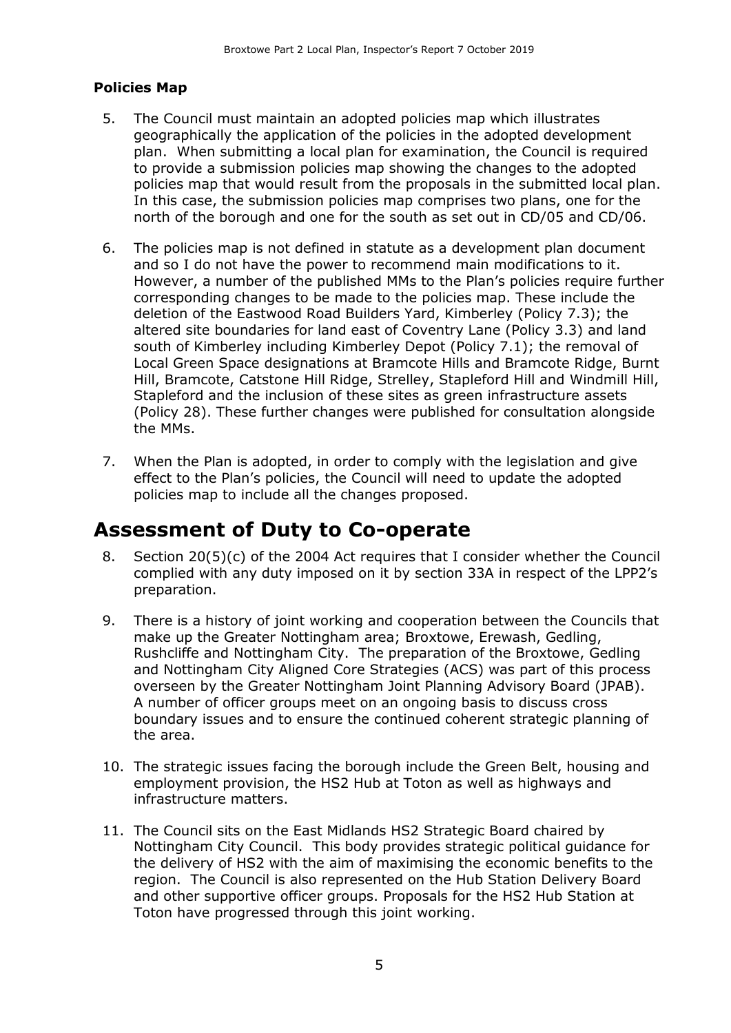### Policies Map

5. The Council must maintain an adopted policies map which illustrates geographically the application of the policies in the adopted development plan. When submitting a local plan for examination, the Council is required to provide a submission policies map showing the changes to the adopted policies map that would result from the proposals in the submitted local plan. In this case, the submission policies map comprises two plans, one for the north of the borough and one for the south as set out in CD/05 and CD/06.

6. The policies map is not defined in statute as a development plan document and so I do not have the power to recommend main modifications to it. However, a number of the published MMs to the Plan's policies require further corresponding changes to be made to the policies map. These include the deletion of the Eastwood Road Builders Yard, Kimberley (Policy 7.3); the altered site boundaries for land east of Coventry Lane (Policy 3.3) and land south of Kimberley including Kimberley Depot (Policy 7.1); the removal of Local Green Space designations at Bramcote Hills and Bramcote Ridge, Burnt Hill, Bramcote, Catstone Hill Ridge, Strelley, Stapleford Hill and Windmill Hill, Stapleford and the inclusion of these sites as green infrastructure assets (Policy 28). These further changes were published for consultation alongside the MMs.

7. When the Plan is adopted, in order to comply with the legislation and give effect to the Plan's policies, the Council will need to update the adopted policies map to include all the changes proposed.

# Assessment of Duty to Co-operate

8. Section 20(5)(c) of the 2004 Act requires that I consider whether the Council complied with any duty imposed on it by section 33A in respect of the LPP2's preparation.

9. There is a history of joint working and cooperation between the Councils that make up the Greater Nottingham area; Broxtowe, Erewash, Gedling, Rushcliffe and Nottingham City. The preparation of the Broxtowe, Gedling and Nottingham City Aligned Core Strategies (ACS) was part of this process overseen by the Greater Nottingham Joint Planning Advisory Board (JPAB). A number of officer groups meet on an ongoing basis to discuss cross boundary issues and to ensure the continued coherent strategic planning of the area.

10. The strategic issues facing the borough include the Green Belt, housing and employment provision, the HS2 Hub at Toton as well as highways and infrastructure matters.

11. The Council sits on the East Midlands HS2 Strategic Board chaired by Nottingham City Council. This body provides strategic political guidance for the delivery of HS2 with the aim of maximising the economic benefits to the region. The Council is also represented on the Hub Station Delivery Board and other supportive officer groups. Proposals for the HS2 Hub Station at Toton have progressed through this joint working.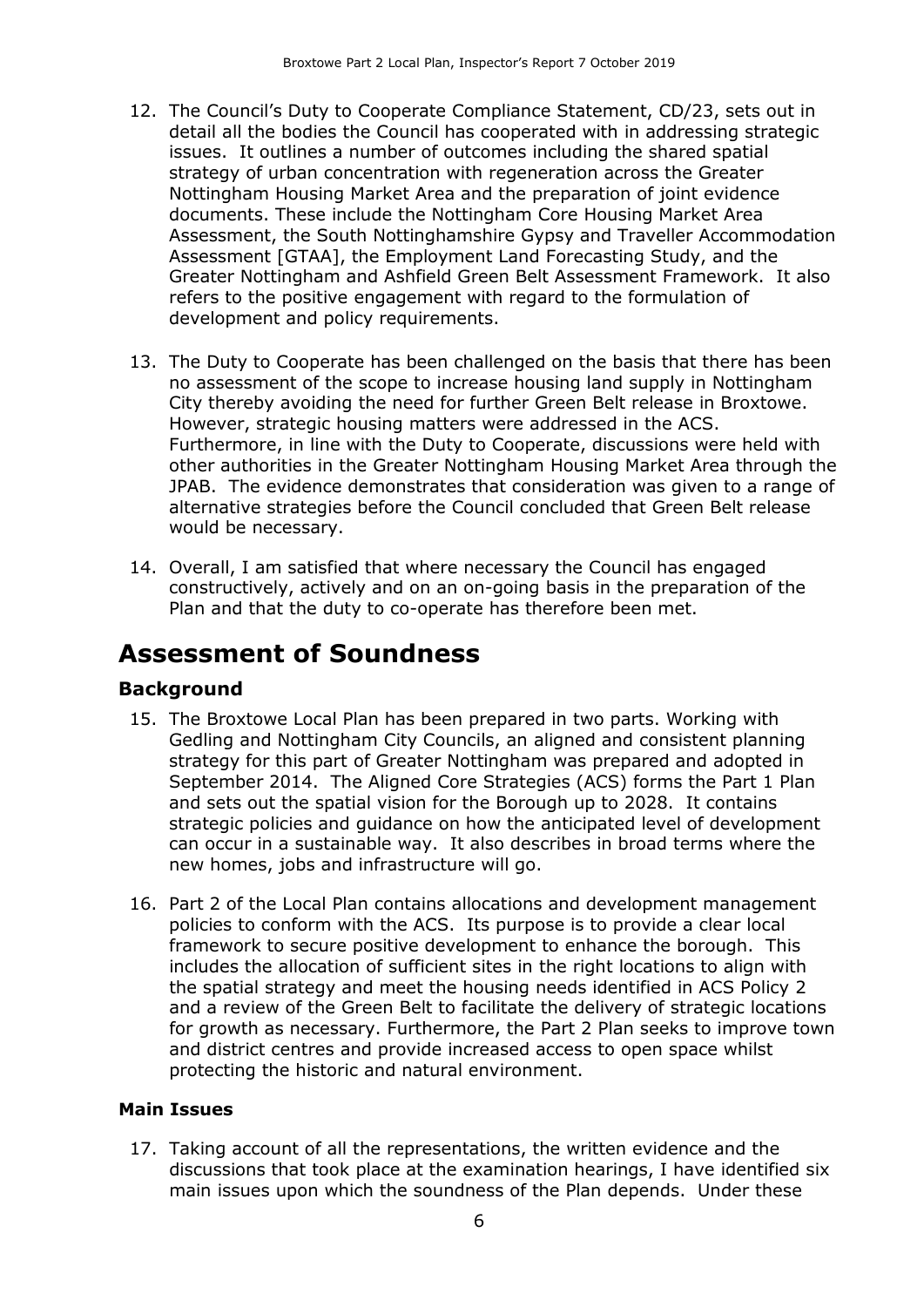12. The Council's Duty to Cooperate Compliance Statement, CD/23, sets out in detail all the bodies the Council has cooperated with in addressing strategic issues. It outlines a number of outcomes including the shared spatial strategy of urban concentration with regeneration across the Greater Nottingham Housing Market Area and the preparation of joint evidence documents. These include the Nottingham Core Housing Market Area Assessment, the South Nottinghamshire Gypsy and Traveller Accommodation Assessment [GTAA], the Employment Land Forecasting Study, and the Greater Nottingham and Ashfield Green Belt Assessment Framework. It also refers to the positive engagement with regard to the formulation of development and policy requirements.

13. The Duty to Cooperate has been challenged on the basis that there has been no assessment of the scope to increase housing land supply in Nottingham City thereby avoiding the need for further Green Belt release in Broxtowe. However, strategic housing matters were addressed in the ACS. Furthermore, in line with the Duty to Cooperate, discussions were held with other authorities in the Greater Nottingham Housing Market Area through the JPAB. The evidence demonstrates that consideration was given to a range of alternative strategies before the Council concluded that Green Belt release would be necessary.

14. Overall, I am satisfied that where necessary the Council has engaged constructively, actively and on an on-going basis in the preparation of the Plan and that the duty to co-operate has therefore been met.

# Assessment of Soundness

## Background

15. The Broxtowe Local Plan has been prepared in two parts. Working with Gedling and Nottingham City Councils, an aligned and consistent planning strategy for this part of Greater Nottingham was prepared and adopted in September 2014. The Aligned Core Strategies (ACS) forms the Part 1 Plan and sets out the spatial vision for the Borough up to 2028. It contains strategic policies and guidance on how the anticipated level of development can occur in a sustainable way. It also describes in broad terms where the new homes, jobs and infrastructure will go.

16. Part 2 of the Local Plan contains allocations and development management policies to conform with the ACS. Its purpose is to provide a clear local framework to secure positive development to enhance the borough. This includes the allocation of sufficient sites in the right locations to align with the spatial strategy and meet the housing needs identified in ACS Policy 2 and a review of the Green Belt to facilitate the delivery of strategic locations for growth as necessary. Furthermore, the Part 2 Plan seeks to improve town and district centres and provide increased access to open space whilst protecting the historic and natural environment.

### Main Issues

17. Taking account of all the representations, the written evidence and the discussions that took place at the examination hearings, I have identified six main issues upon which the soundness of the Plan depends. Under these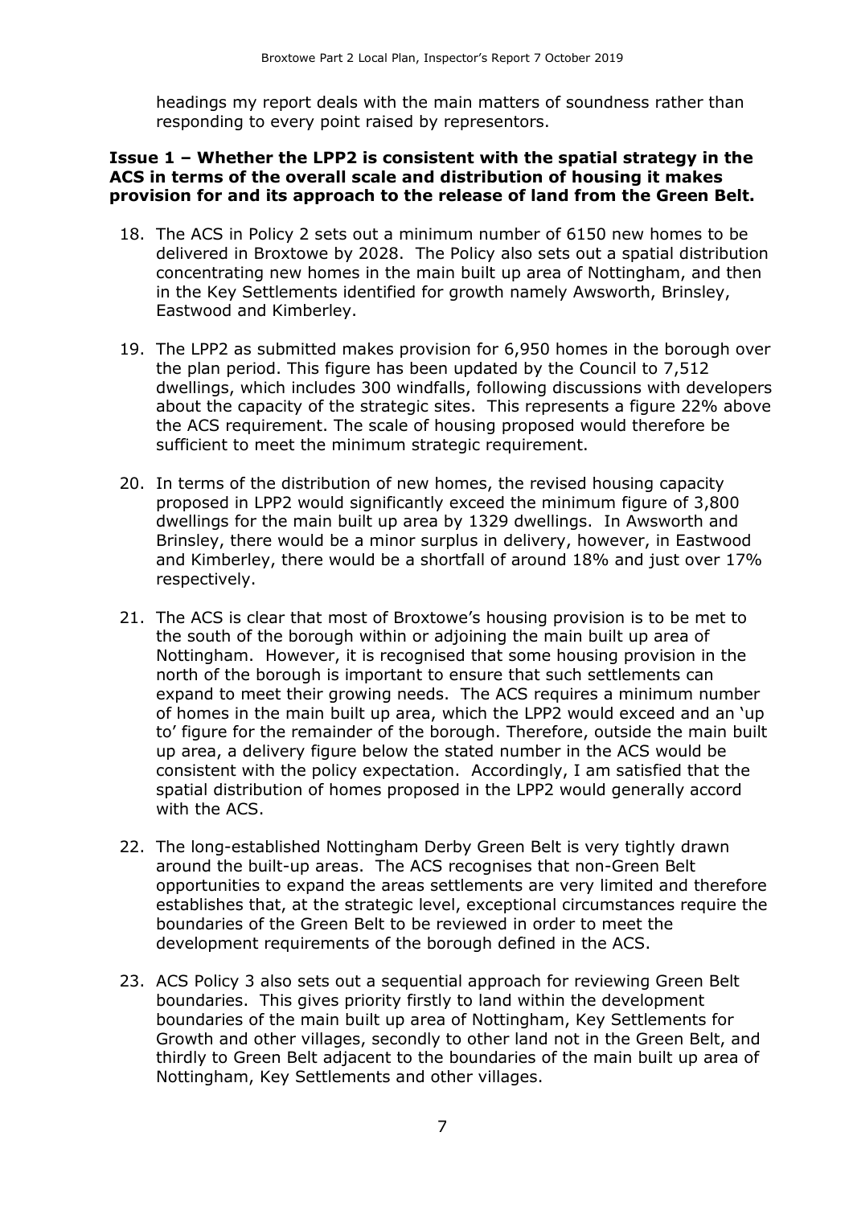headings my report deals with the main matters of soundness rather than responding to every point raised by representors.

**Issue 1 – Whether the LPP2 is consistent with the spatial strategy in the ACS in terms of the overall scale and distribution of housing it makes provision for and its approach to the release of land from the Green Belt.**

18. The ACS in Policy 2 sets out a minimum number of 6150 new homes to be delivered in Broxtowe by 2028. The Policy also sets out a spatial distribution concentrating new homes in the main built up area of Nottingham, and then in the Key Settlements identified for growth namely Awsworth, Brinsley, Eastwood and Kimberley.

19. The LPP2 as submitted makes provision for 6,950 homes in the borough over the plan period. This figure has been updated by the Council to 7,512 dwellings, which includes 300 windfalls, following discussions with developers about the capacity of the strategic sites. This represents a figure 22% above the ACS requirement. The scale of housing proposed would therefore be sufficient to meet the minimum strategic requirement.

20. In terms of the distribution of new homes, the revised housing capacity proposed in LPP2 would significantly exceed the minimum figure of 3,800 dwellings for the main built up area by 1329 dwellings. In Awsworth and Brinsley, there would be a minor surplus in delivery, however, in Eastwood and Kimberley, there would be a shortfall of around 18% and just over 17% respectively.

21. The ACS is clear that most of Broxtowe's housing provision is to be met to the south of the borough within or adjoining the main built up area of Nottingham. However, it is recognised that some housing provision in the north of the borough is important to ensure that such settlements can expand to meet their growing needs. The ACS requires a minimum number of homes in the main built up area, which the LPP2 would exceed and an 'up to' figure for the remainder of the borough. Therefore, outside the main built up area, a delivery figure below the stated number in the ACS would be consistent with the policy expectation. Accordingly, I am satisfied that the spatial distribution of homes proposed in the LPP2 would generally accord with the ACS.

22. The long-established Nottingham Derby Green Belt is very tightly drawn around the built-up areas. The ACS recognises that non-Green Belt opportunities to expand the areas settlements are very limited and therefore establishes that, at the strategic level, exceptional circumstances require the boundaries of the Green Belt to be reviewed in order to meet the development requirements of the borough defined in the ACS.

23. ACS Policy 3 also sets out a sequential approach for reviewing Green Belt boundaries. This gives priority firstly to land within the development boundaries of the main built up area of Nottingham, Key Settlements for Growth and other villages, secondly to other land not in the Green Belt, and thirdly to Green Belt adjacent to the boundaries of the main built up area of Nottingham, Key Settlements and other villages.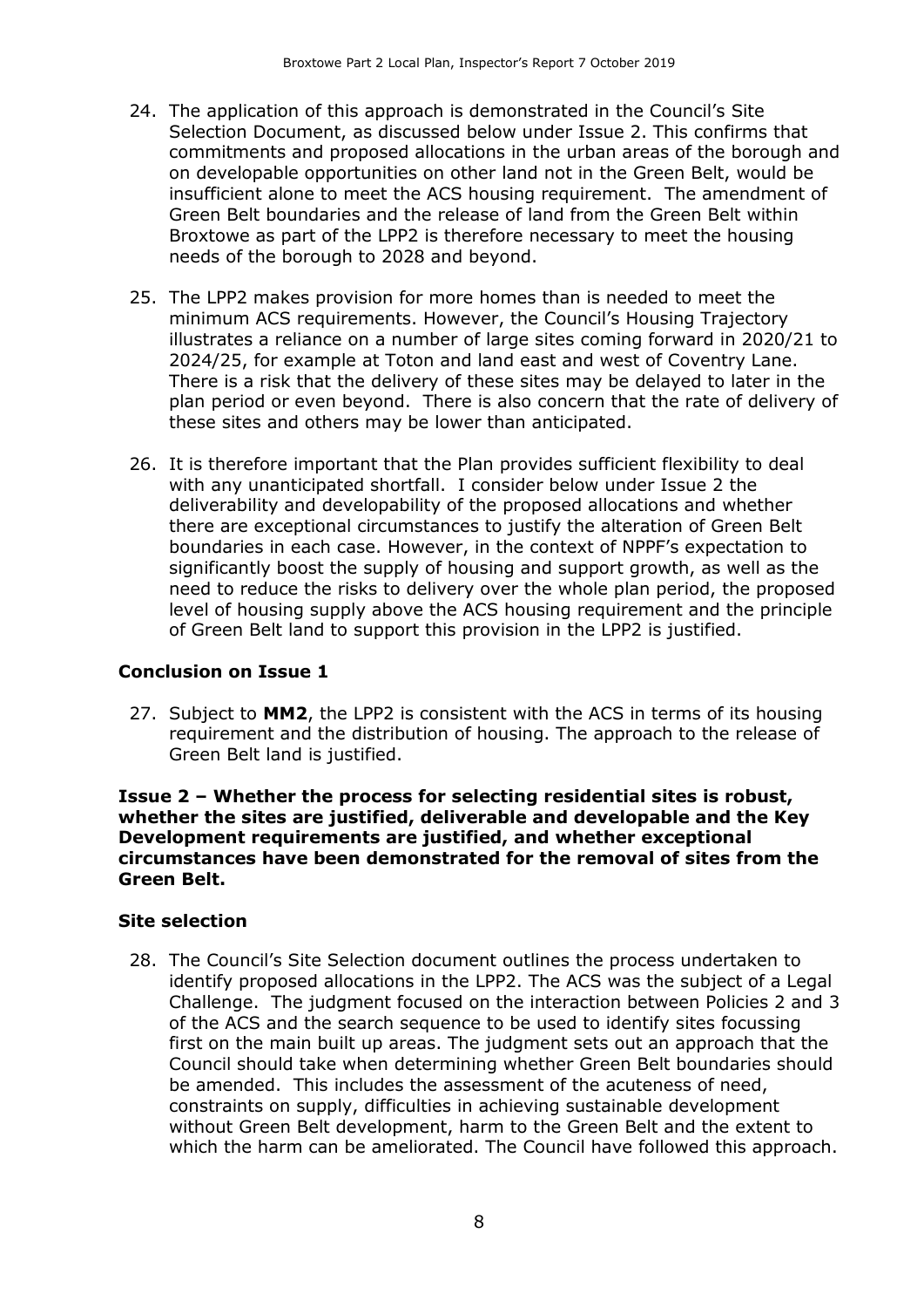24. The application of this approach is demonstrated in the Council's Site Selection Document, as discussed below under Issue 2. This confirms that commitments and proposed allocations in the urban areas of the borough and on developable opportunities on other land not in the Green Belt, would be insufficient alone to meet the ACS housing requirement. The amendment of Green Belt boundaries and the release of land from the Green Belt within Broxtowe as part of the LPP2 is therefore necessary to meet the housing needs of the borough to 2028 and beyond.

25. The LPP2 makes provision for more homes than is needed to meet the minimum ACS requirements. However, the Council's Housing Trajectory illustrates a reliance on a number of large sites coming forward in 2020/21 to 2024/25, for example at Toton and land east and west of Coventry Lane. There is a risk that the delivery of these sites may be delayed to later in the plan period or even beyond. There is also concern that the rate of delivery of these sites and others may be lower than anticipated.

26. It is therefore important that the Plan provides sufficient flexibility to deal with any unanticipated shortfall. I consider below under Issue 2 the deliverability and developability of the proposed allocations and whether there are exceptional circumstances to justify the alteration of Green Belt boundaries in each case. However, in the context of NPPF's expectation to significantly boost the supply of housing and support growth, as well as the need to reduce the risks to delivery over the whole plan period, the proposed level of housing supply above the ACS housing requirement and the principle of Green Belt land to support this provision in the LPP2 is justified.

### Conclusion on Issue 1

27. Subject to **MM2**, the LPP2 is consistent with the ACS in terms of its housing requirement and the distribution of housing. The approach to the release of Green Belt land is justified.

### Issue 2 – Whether the process for selecting residential sites is robust, whether the sites are justified, deliverable and developable and the Key Development requirements are justified, and whether exceptional circumstances have been demonstrated for the removal of sites from the Green Belt.

### Site selection

28. The Council's Site Selection document outlines the process undertaken to identify proposed allocations in the LPP2. The ACS was the subject of a Legal Challenge. The judgment focused on the interaction between Policies 2 and 3 of the ACS and the search sequence to be used to identify sites focussing first on the main built up areas. The judgment sets out an approach that the Council should take when determining whether Green Belt boundaries should be amended. This includes the assessment of the acuteness of need, constraints on supply, difficulties in achieving sustainable development without Green Belt development, harm to the Green Belt and the extent to which the harm can be ameliorated. The Council have followed this approach.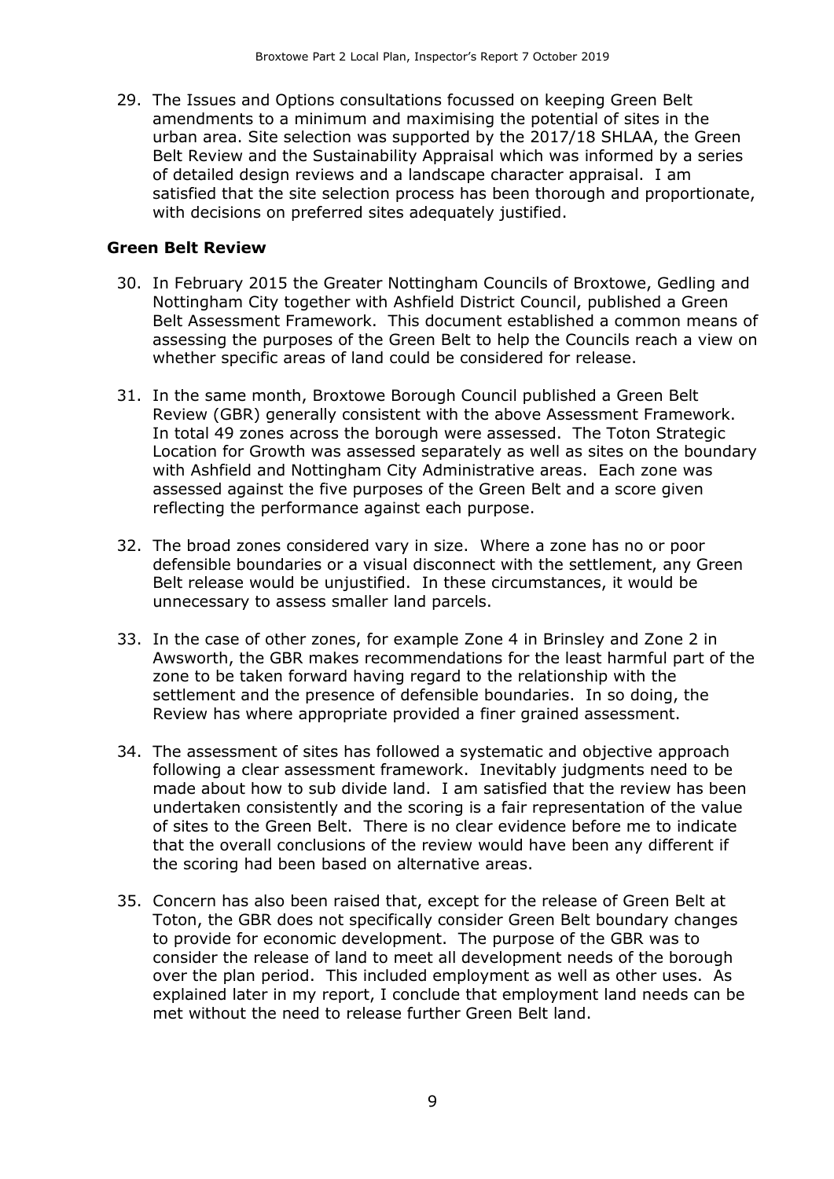29. The Issues and Options consultations focussed on keeping Green Belt amendments to a minimum and maximising the potential of sites in the urban area. Site selection was supported by the 2017/18 SHLAA, the Green Belt Review and the Sustainability Appraisal which was informed by a series of detailed design reviews and a landscape character appraisal. I am satisfied that the site selection process has been thorough and proportionate, with decisions on preferred sites adequately justified.

### Green Belt Review

30. In February 2015 the Greater Nottingham Councils of Broxtowe, Gedling and Nottingham City together with Ashfield District Council, published a Green Belt Assessment Framework. This document established a common means of assessing the purposes of the Green Belt to help the Councils reach a view on whether specific areas of land could be considered for release.

31. In the same month, Broxtowe Borough Council published a Green Belt Review (GBR) generally consistent with the above Assessment Framework. In total 49 zones across the borough were assessed. The Toton Strategic Location for Growth was assessed separately as well as sites on the boundary with Ashfield and Nottingham City Administrative areas. Each zone was assessed against the five purposes of the Green Belt and a score given reflecting the performance against each purpose.

32. The broad zones considered vary in size. Where a zone has no or poor defensible boundaries or a visual disconnect with the settlement, any Green Belt release would be unjustified. In these circumstances, it would be unnecessary to assess smaller land parcels.

33. In the case of other zones, for example Zone 4 in Brinsley and Zone 2 in Awsworth, the GBR makes recommendations for the least harmful part of the zone to be taken forward having regard to the relationship with the settlement and the presence of defensible boundaries. In so doing, the Review has where appropriate provided a finer grained assessment.

34. The assessment of sites has followed a systematic and objective approach following a clear assessment framework. Inevitably judgments need to be made about how to sub divide land. I am satisfied that the review has been undertaken consistently and the scoring is a fair representation of the value of sites to the Green Belt. There is no clear evidence before me to indicate that the overall conclusions of the review would have been any different if the scoring had been based on alternative areas.

35. Concern has also been raised that, except for the release of Green Belt at Toton, the GBR does not specifically consider Green Belt boundary changes to provide for economic development. The purpose of the GBR was to consider the release of land to meet all development needs of the borough over the plan period. This included employment as well as other uses. As explained later in my report, I conclude that employment land needs can be met without the need to release further Green Belt land.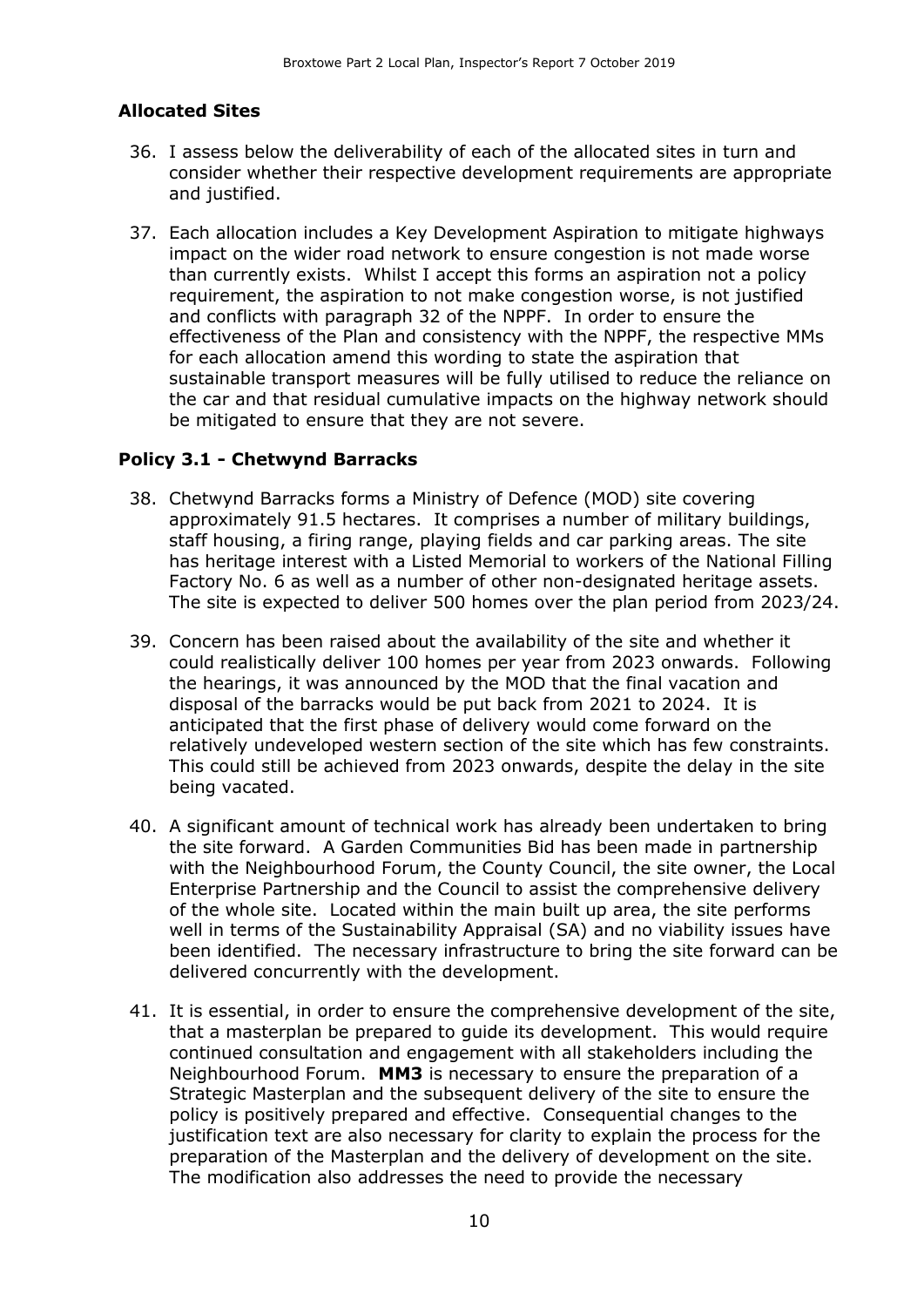## Allocated Sites

36. I assess below the deliverability of each of the allocated sites in turn and consider whether their respective development requirements are appropriate and justified.

37. Each allocation includes a Key Development Aspiration to mitigate highways impact on the wider road network to ensure congestion is not made worse than currently exists. Whilst I accept this forms an aspiration not a policy requirement, the aspiration to not make congestion worse, is not justified and conflicts with paragraph 32 of the NPPF. In order to ensure the effectiveness of the Plan and consistency with the NPPF, the respective MMs for each allocation amend this wording to state the aspiration that sustainable transport measures will be fully utilised to reduce the reliance on the car and that residual cumulative impacts on the highway network should be mitigated to ensure that they are not severe.

## Policy 3.1 - Chetwynd Barracks

38. Chetwynd Barracks forms a Ministry of Defence (MOD) site covering approximately 91.5 hectares. It comprises a number of military buildings, staff housing, a firing range, playing fields and car parking areas. The site has heritage interest with a Listed Memorial to workers of the National Filling Factory No. 6 as well as a number of other non-designated heritage assets. The site is expected to deliver 500 homes over the plan period from 2023/24.

39. Concern has been raised about the availability of the site and whether it could realistically deliver 100 homes per year from 2023 onwards. Following the hearings, it was announced by the MOD that the final vacation and disposal of the barracks would be put back from 2021 to 2024. It is anticipated that the first phase of delivery would come forward on the relatively undeveloped western section of the site which has few constraints. This could still be achieved from 2023 onwards, despite the delay in the site being vacated.

40. A significant amount of technical work has already been undertaken to bring the site forward. A Garden Communities Bid has been made in partnership with the Neighbourhood Forum, the County Council, the site owner, the Local Enterprise Partnership and the Council to assist the comprehensive delivery of the whole site. Located within the main built up area, the site performs well in terms of the Sustainability Appraisal (SA) and no viability issues have been identified. The necessary infrastructure to bring the site forward can be delivered concurrently with the development.

41. It is essential, in order to ensure the comprehensive development of the site, that a masterplan be prepared to guide its development. This would require continued consultation and engagement with all stakeholders including the Neighbourhood Forum. **MM3** is necessary to ensure the preparation of a Strategic Masterplan and the subsequent delivery of the site to ensure the policy is positively prepared and effective. Consequential changes to the justification text are also necessary for clarity to explain the process for the preparation of the Masterplan and the delivery of development on the site. The modification also addresses the need to provide the necessary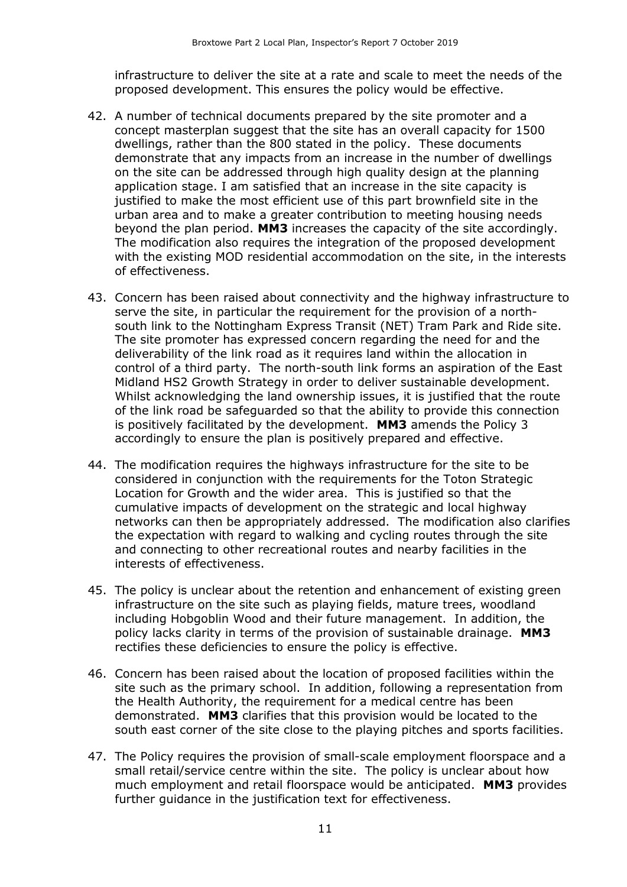infrastructure to deliver the site at a rate and scale to meet the needs of the proposed development. This ensures the policy would be effective.

42. A number of technical documents prepared by the site promoter and a concept masterplan suggest that the site has an overall capacity for 1500 dwellings, rather than the 800 stated in the policy. These documents demonstrate that any impacts from an increase in the number of dwellings on the site can be addressed through high quality design at the planning application stage. I am satisfied that an increase in the site capacity is justified to make the most efficient use of this part brownfield site in the urban area and to make a greater contribution to meeting housing needs beyond the plan period. **MM3** increases the capacity of the site accordingly. The modification also requires the integration of the proposed development with the existing MOD residential accommodation on the site, in the interests of effectiveness.

43. Concern has been raised about connectivity and the highway infrastructure to serve the site, in particular the requirement for the provision of a north-south link to the Nottingham Express Transit (NET) Tram Park and Ride site. The site promoter has expressed concern regarding the need for and the deliverability of the link road as it requires land within the allocation in control of a third party. The north-south link forms an aspiration of the East Midland HS2 Growth Strategy in order to deliver sustainable development. Whilst acknowledging the land ownership issues, it is justified that the route of the link road be safeguarded so that the ability to provide this connection is positively facilitated by the development. **MM3** amends the Policy 3 accordingly to ensure the plan is positively prepared and effective.

44. The modification requires the highways infrastructure for the site to be considered in conjunction with the requirements for the Toton Strategic Location for Growth and the wider area. This is justified so that the cumulative impacts of development on the strategic and local highway networks can then be appropriately addressed. The modification also clarifies the expectation with regard to walking and cycling routes through the site and connecting to other recreational routes and nearby facilities in the interests of effectiveness.

45. The policy is unclear about the retention and enhancement of existing green infrastructure on the site such as playing fields, mature trees, woodland including Hobgoblin Wood and their future management. In addition, the policy lacks clarity in terms of the provision of sustainable drainage. **MM3** rectifies these deficiencies to ensure the policy is effective.

46. Concern has been raised about the location of proposed facilities within the site such as the primary school. In addition, following a representation from the Health Authority, the requirement for a medical centre has been demonstrated. **MM3** clarifies that this provision would be located to the south east corner of the site close to the playing pitches and sports facilities.

47. The Policy requires the provision of small-scale employment floorspace and a small retail/service centre within the site. The policy is unclear about how much employment and retail floorspace would be anticipated. **MM3** provides further guidance in the justification text for effectiveness.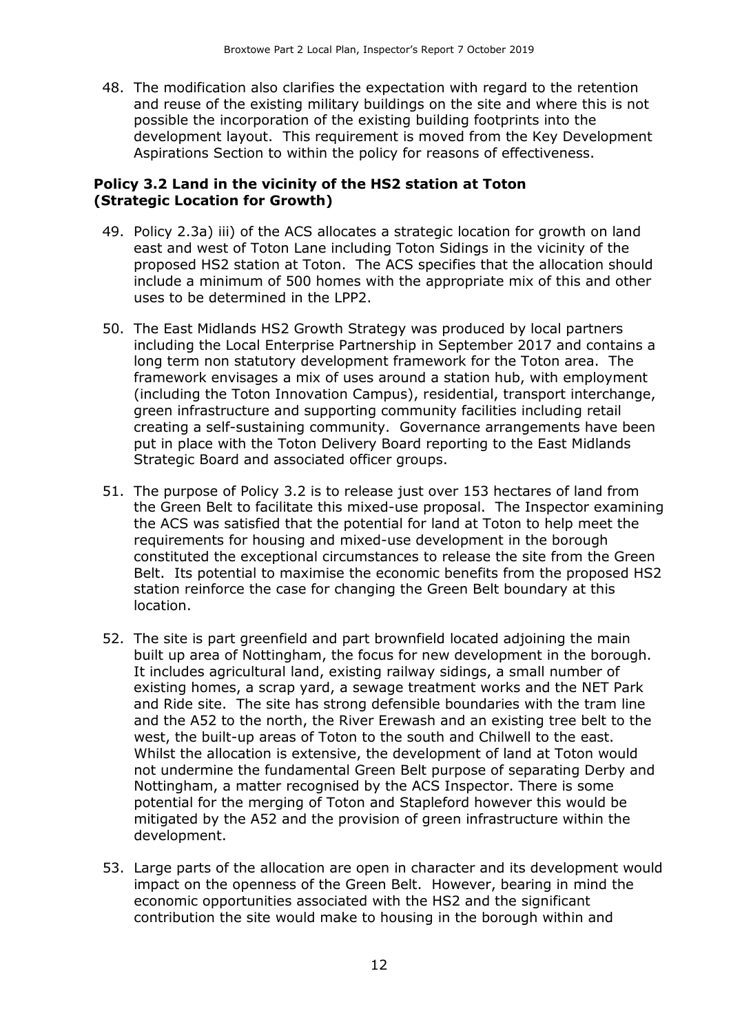48. The modification also clarifies the expectation with regard to the retention and reuse of the existing military buildings on the site and where this is not possible the incorporation of the existing building footprints into the development layout. This requirement is moved from the Key Development Aspirations Section to within the policy for reasons of effectiveness.

### Policy 3.2 Land in the vicinity of the HS2 station at Toton (Strategic Location for Growth)

49. Policy 2.3a) iii) of the ACS allocates a strategic location for growth on land east and west of Toton Lane including Toton Sidings in the vicinity of the proposed HS2 station at Toton. The ACS specifies that the allocation should include a minimum of 500 homes with the appropriate mix of this and other uses to be determined in the LPP2.

50. The East Midlands HS2 Growth Strategy was produced by local partners including the Local Enterprise Partnership in September 2017 and contains a long term non statutory development framework for the Toton area. The framework envisages a mix of uses around a station hub, with employment (including the Toton Innovation Campus), residential, transport interchange, green infrastructure and supporting community facilities including retail creating a self-sustaining community. Governance arrangements have been put in place with the Toton Delivery Board reporting to the East Midlands Strategic Board and associated officer groups.

51. The purpose of Policy 3.2 is to release just over 153 hectares of land from the Green Belt to facilitate this mixed-use proposal. The Inspector examining the ACS was satisfied that the potential for land at Toton to help meet the requirements for housing and mixed-use development in the borough constituted the exceptional circumstances to release the site from the Green Belt. Its potential to maximise the economic benefits from the proposed HS2 station reinforce the case for changing the Green Belt boundary at this location.

52. The site is part greenfield and part brownfield located adjoining the main built up area of Nottingham, the focus for new development in the borough. It includes agricultural land, existing railway sidings, a small number of existing homes, a scrap yard, a sewage treatment works and the NET Park and Ride site. The site has strong defensible boundaries with the tram line and the A52 to the north, the River Erewash and an existing tree belt to the west, the built-up areas of Toton to the south and Chilwell to the east. Whilst the allocation is extensive, the development of land at Toton would not undermine the fundamental Green Belt purpose of separating Derby and Nottingham, a matter recognised by the ACS Inspector. There is some potential for the merging of Toton and Stapleford however this would be mitigated by the A52 and the provision of green infrastructure within the development.

53. Large parts of the allocation are open in character and its development would impact on the openness of the Green Belt. However, bearing in mind the economic opportunities associated with the HS2 and the significant contribution the site would make to housing in the borough within and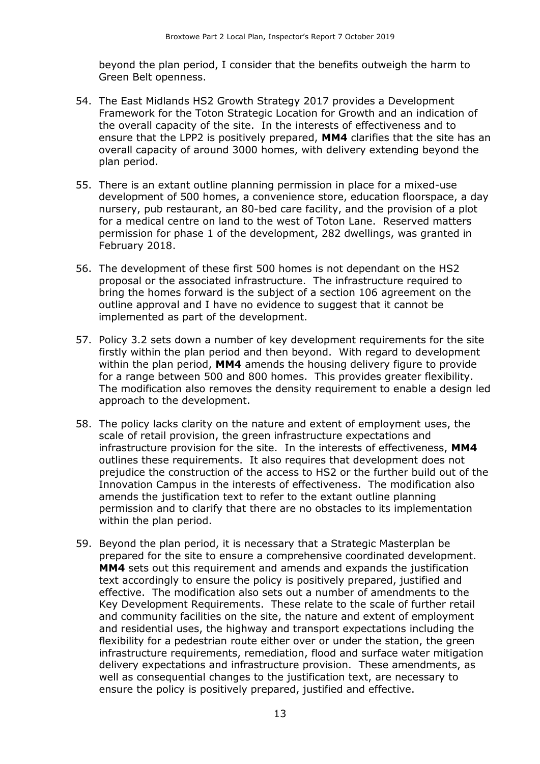beyond the plan period, I consider that the benefits outweigh the harm to Green Belt openness.

54. The East Midlands HS2 Growth Strategy 2017 provides a Development Framework for the Toton Strategic Location for Growth and an indication of the overall capacity of the site. In the interests of effectiveness and to ensure that the LPP2 is positively prepared, **MM4** clarifies that the site has an overall capacity of around 3000 homes, with delivery extending beyond the plan period.

55. There is an extant outline planning permission in place for a mixed-use development of 500 homes, a convenience store, education floorspace, a day nursery, pub restaurant, an 80-bed care facility, and the provision of a plot for a medical centre on land to the west of Toton Lane. Reserved matters permission for phase 1 of the development, 282 dwellings, was granted in February 2018.

56. The development of these first 500 homes is not dependant on the HS2 proposal or the associated infrastructure. The infrastructure required to bring the homes forward is the subject of a section 106 agreement on the outline approval and I have no evidence to suggest that it cannot be implemented as part of the development.

57. Policy 3.2 sets down a number of key development requirements for the site firstly within the plan period and then beyond. With regard to development within the plan period, **MM4** amends the housing delivery figure to provide for a range between 500 and 800 homes. This provides greater flexibility. The modification also removes the density requirement to enable a design led approach to the development.

58. The policy lacks clarity on the nature and extent of employment uses, the scale of retail provision, the green infrastructure expectations and infrastructure provision for the site. In the interests of effectiveness, **MM4** outlines these requirements. It also requires that development does not prejudice the construction of the access to HS2 or the further build out of the Innovation Campus in the interests of effectiveness. The modification also amends the justification text to refer to the extant outline planning permission and to clarify that there are no obstacles to its implementation within the plan period.

59. Beyond the plan period, it is necessary that a Strategic Masterplan be prepared for the site to ensure a comprehensive coordinated development. **MM4** sets out this requirement and amends and expands the justification text accordingly to ensure the policy is positively prepared, justified and effective. The modification also sets out a number of amendments to the Key Development Requirements. These relate to the scale of further retail and community facilities on the site, the nature and extent of employment and residential uses, the highway and transport expectations including the flexibility for a pedestrian route either over or under the station, the green infrastructure requirements, remediation, flood and surface water mitigation delivery expectations and infrastructure provision. These amendments, as well as consequential changes to the justification text, are necessary to ensure the policy is positively prepared, justified and effective.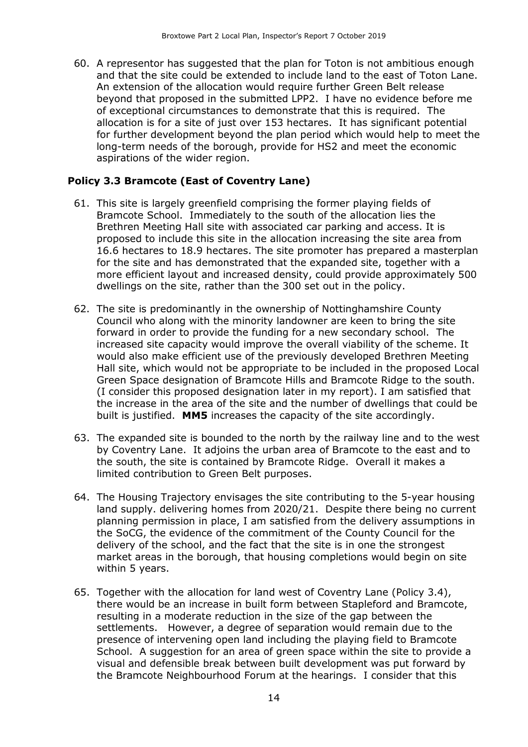60. A representor has suggested that the plan for Toton is not ambitious enough and that the site could be extended to include land to the east of Toton Lane. An extension of the allocation would require further Green Belt release beyond that proposed in the submitted LPP2. I have no evidence before me of exceptional circumstances to demonstrate that this is required. The allocation is for a site of just over 153 hectares. It has significant potential for further development beyond the plan period which would help to meet the long-term needs of the borough, provide for HS2 and meet the economic aspirations of the wider region.

### Policy 3.3 Bramcote (East of Coventry Lane)

61. This site is largely greenfield comprising the former playing fields of Bramcote School. Immediately to the south of the allocation lies the Brethren Meeting Hall site with associated car parking and access. It is proposed to include this site in the allocation increasing the site area from 16.6 hectares to 18.9 hectares. The site promoter has prepared a masterplan for the site and has demonstrated that the expanded site, together with a more efficient layout and increased density, could provide approximately 500 dwellings on the site, rather than the 300 set out in the policy.

62. The site is predominantly in the ownership of Nottinghamshire County Council who along with the minority landowner are keen to bring the site forward in order to provide the funding for a new secondary school. The increased site capacity would improve the overall viability of the scheme. It would also make efficient use of the previously developed Brethren Meeting Hall site, which would not be appropriate to be included in the proposed Local Green Space designation of Bramcote Hills and Bramcote Ridge to the south. (I consider this proposed designation later in my report). I am satisfied that the increase in the area of the site and the number of dwellings that could be built is justified. **MM5** increases the capacity of the site accordingly.

63. The expanded site is bounded to the north by the railway line and to the west by Coventry Lane. It adjoins the urban area of Bramcote to the east and to the south, the site is contained by Bramcote Ridge. Overall it makes a limited contribution to Green Belt purposes.

64. The Housing Trajectory envisages the site contributing to the 5-year housing land supply. delivering homes from 2020/21. Despite there being no current planning permission in place, I am satisfied from the delivery assumptions in the SoCG, the evidence of the commitment of the County Council for the delivery of the school, and the fact that the site is in one the strongest market areas in the borough, that housing completions would begin on site within 5 years.

65. Together with the allocation for land west of Coventry Lane (Policy 3.4), there would be an increase in built form between Stapleford and Bramcote, resulting in a moderate reduction in the size of the gap between the settlements. However, a degree of separation would remain due to the presence of intervening open land including the playing field to Bramcote School. A suggestion for an area of green space within the site to provide a visual and defensible break between built development was put forward by the Bramcote Neighbourhood Forum at the hearings. I consider that this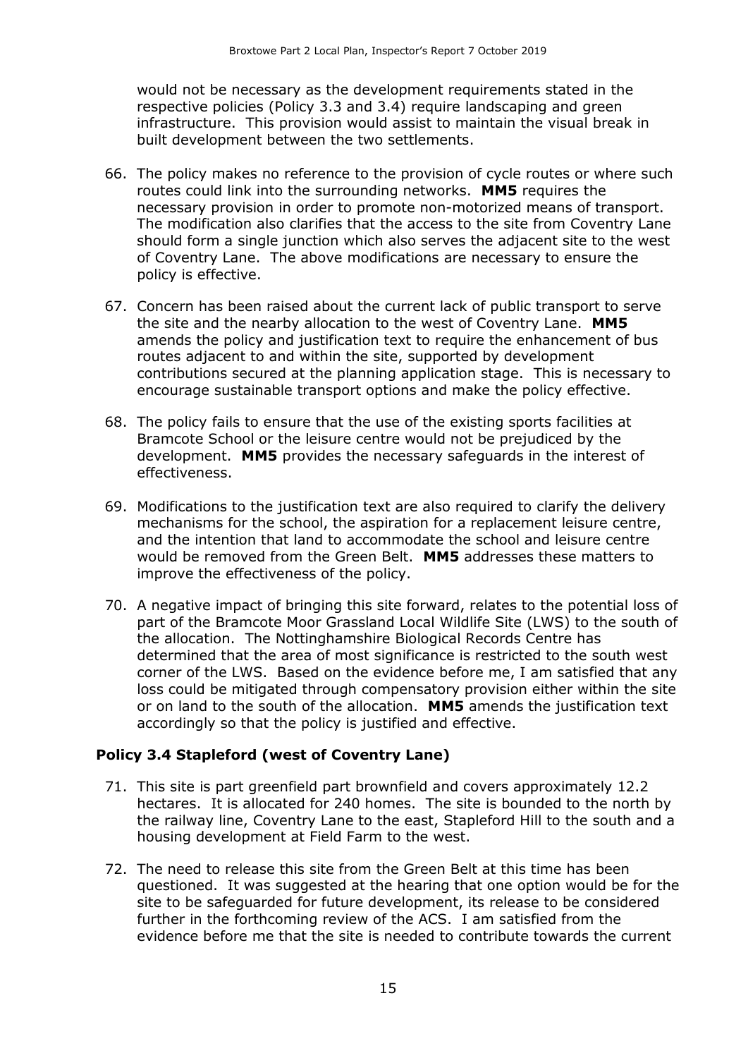would not be necessary as the development requirements stated in the respective policies (Policy 3.3 and 3.4) require landscaping and green infrastructure. This provision would assist to maintain the visual break in built development between the two settlements.

66. The policy makes no reference to the provision of cycle routes or where such routes could link into the surrounding networks. **MM5** requires the necessary provision in order to promote non-motorized means of transport. The modification also clarifies that the access to the site from Coventry Lane should form a single junction which also serves the adjacent site to the west of Coventry Lane. The above modifications are necessary to ensure the policy is effective.

67. Concern has been raised about the current lack of public transport to serve the site and the nearby allocation to the west of Coventry Lane. **MM5** amends the policy and justification text to require the enhancement of bus routes adjacent to and within the site, supported by development contributions secured at the planning application stage. This is necessary to encourage sustainable transport options and make the policy effective.

68. The policy fails to ensure that the use of the existing sports facilities at Bramcote School or the leisure centre would not be prejudiced by the development. **MM5** provides the necessary safeguards in the interest of effectiveness.

69. Modifications to the justification text are also required to clarify the delivery mechanisms for the school, the aspiration for a replacement leisure centre, and the intention that land to accommodate the school and leisure centre would be removed from the Green Belt. **MM5** addresses these matters to improve the effectiveness of the policy.

70. A negative impact of bringing this site forward, relates to the potential loss of part of the Bramcote Moor Grassland Local Wildlife Site (LWS) to the south of the allocation. The Nottinghamshire Biological Records Centre has determined that the area of most significance is restricted to the south west corner of the LWS. Based on the evidence before me, I am satisfied that any loss could be mitigated through compensatory provision either within the site or on land to the south of the allocation. **MM5** amends the justification text accordingly so that the policy is justified and effective.

### Policy 3.4 Stapleford (west of Coventry Lane)

71. This site is part greenfield part brownfield and covers approximately 12.2 hectares. It is allocated for 240 homes. The site is bounded to the north by the railway line, Coventry Lane to the east, Stapleford Hill to the south and a housing development at Field Farm to the west.

72. The need to release this site from the Green Belt at this time has been questioned. It was suggested at the hearing that one option would be for the site to be safeguarded for future development, its release to be considered further in the forthcoming review of the ACS. I am satisfied from the evidence before me that the site is needed to contribute towards the current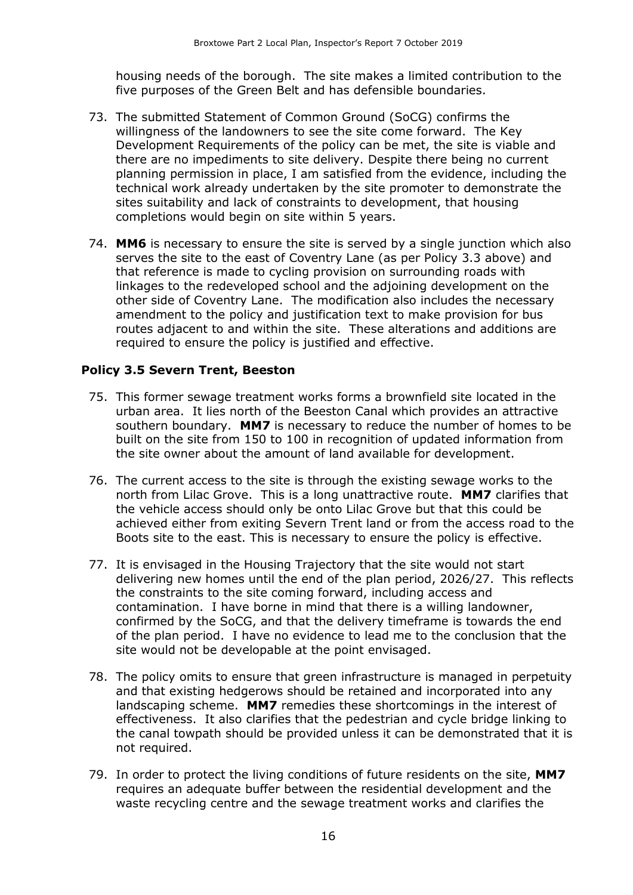housing needs of the borough. The site makes a limited contribution to the five purposes of the Green Belt and has defensible boundaries.

73. The submitted Statement of Common Ground (SoCG) confirms the willingness of the landowners to see the site come forward. The Key Development Requirements of the policy can be met, the site is viable and there are no impediments to site delivery. Despite there being no current planning permission in place, I am satisfied from the evidence, including the technical work already undertaken by the site promoter to demonstrate the sites suitability and lack of constraints to development, that housing completions would begin on site within 5 years.

74. **MM6** is necessary to ensure the site is served by a single junction which also serves the site to the east of Coventry Lane (as per Policy 3.3 above) and that reference is made to cycling provision on surrounding roads with linkages to the redeveloped school and the adjoining development on the other side of Coventry Lane. The modification also includes the necessary amendment to the policy and justification text to make provision for bus routes adjacent to and within the site. These alterations and additions are required to ensure the policy is justified and effective.

### Policy 3.5 Severn Trent, Beeston

75. This former sewage treatment works forms a brownfield site located in the urban area. It lies north of the Beeston Canal which provides an attractive southern boundary. **MM7** is necessary to reduce the number of homes to be built on the site from 150 to 100 in recognition of updated information from the site owner about the amount of land available for development.

76. The current access to the site is through the existing sewage works to the north from Lilac Grove. This is a long unattractive route. **MM7** clarifies that the vehicle access should only be onto Lilac Grove but that this could be achieved either from exiting Severn Trent land or from the access road to the Boots site to the east. This is necessary to ensure the policy is effective.

77. It is envisaged in the Housing Trajectory that the site would not start delivering new homes until the end of the plan period, 2026/27. This reflects the constraints to the site coming forward, including access and contamination. I have borne in mind that there is a willing landowner, confirmed by the SoCG, and that the delivery timeframe is towards the end of the plan period. I have no evidence to lead me to the conclusion that the site would not be developable at the point envisaged.

78. The policy omits to ensure that green infrastructure is managed in perpetuity and that existing hedgerows should be retained and incorporated into any landscaping scheme. **MM7** remedies these shortcomings in the interest of effectiveness. It also clarifies that the pedestrian and cycle bridge linking to the canal towpath should be provided unless it can be demonstrated that it is not required.

79. In order to protect the living conditions of future residents on the site, **MM7** requires an adequate buffer between the residential development and the waste recycling centre and the sewage treatment works and clarifies the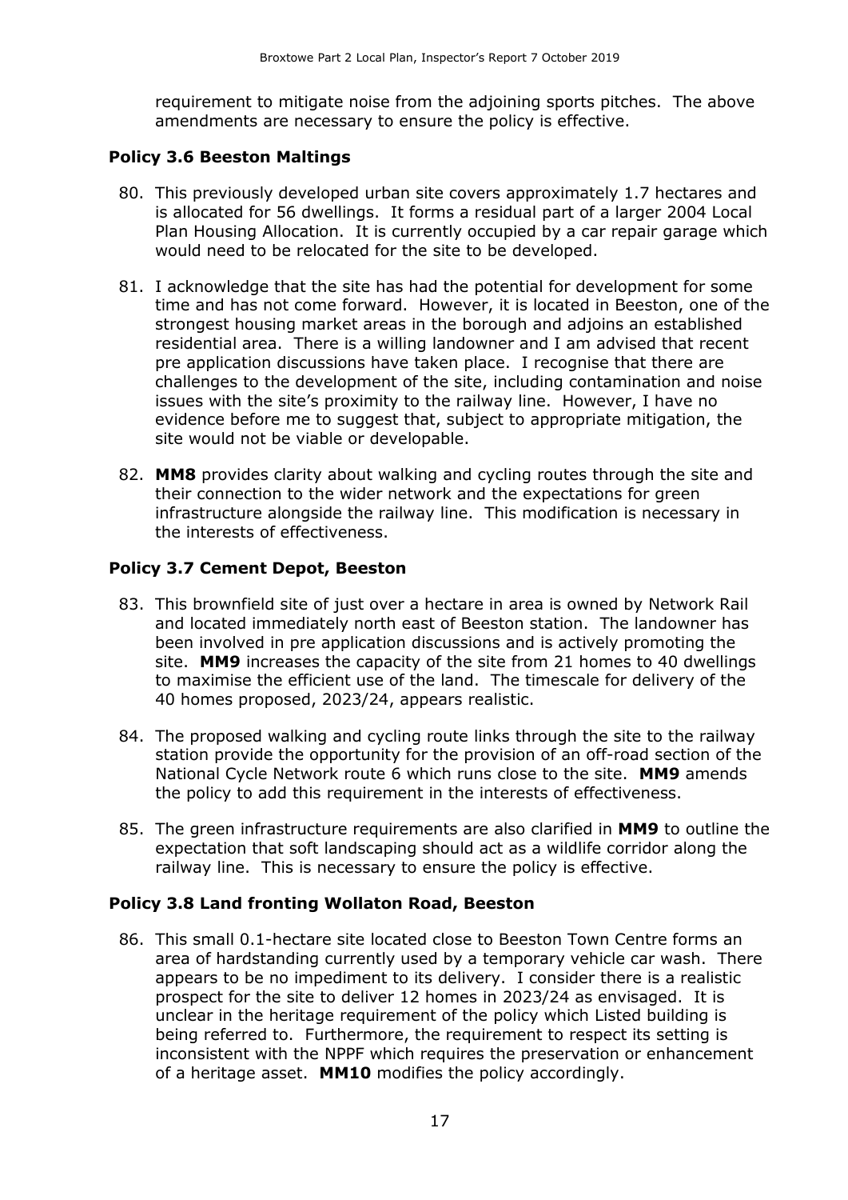requirement to mitigate noise from the adjoining sports pitches. The above amendments are necessary to ensure the policy is effective.

### Policy 3.6 Beeston Maltings

80. This previously developed urban site covers approximately 1.7 hectares and is allocated for 56 dwellings. It forms a residual part of a larger 2004 Local Plan Housing Allocation. It is currently occupied by a car repair garage which would need to be relocated for the site to be developed.

81. I acknowledge that the site has had the potential for development for some time and has not come forward. However, it is located in Beeston, one of the strongest housing market areas in the borough and adjoins an established residential area. There is a willing landowner and I am advised that recent pre application discussions have taken place. I recognise that there are challenges to the development of the site, including contamination and noise issues with the site's proximity to the railway line. However, I have no evidence before me to suggest that, subject to appropriate mitigation, the site would not be viable or developable.

82. **MM8** provides clarity about walking and cycling routes through the site and their connection to the wider network and the expectations for green infrastructure alongside the railway line. This modification is necessary in the interests of effectiveness.

### Policy 3.7 Cement Depot, Beeston

83. This brownfield site of just over a hectare in area is owned by Network Rail and located immediately north east of Beeston station. The landowner has been involved in pre application discussions and is actively promoting the site. **MM9** increases the capacity of the site from 21 homes to 40 dwellings to maximise the efficient use of the land. The timescale for delivery of the 40 homes proposed, 2023/24, appears realistic.

84. The proposed walking and cycling route links through the site to the railway station provide the opportunity for the provision of an off-road section of the National Cycle Network route 6 which runs close to the site. **MM9** amends the policy to add this requirement in the interests of effectiveness.

85. The green infrastructure requirements are also clarified in **MM9** to outline the expectation that soft landscaping should act as a wildlife corridor along the railway line. This is necessary to ensure the policy is effective.

### Policy 3.8 Land fronting Wollaton Road, Beeston

86. This small 0.1-hectare site located close to Beeston Town Centre forms an area of hardstanding currently used by a temporary vehicle car wash. There appears to be no impediment to its delivery. I consider there is a realistic prospect for the site to deliver 12 homes in 2023/24 as envisaged. It is unclear in the heritage requirement of the policy which Listed building is being referred to. Furthermore, the requirement to respect its setting is inconsistent with the NPPF which requires the preservation or enhancement of a heritage asset. **MM10** modifies the policy accordingly.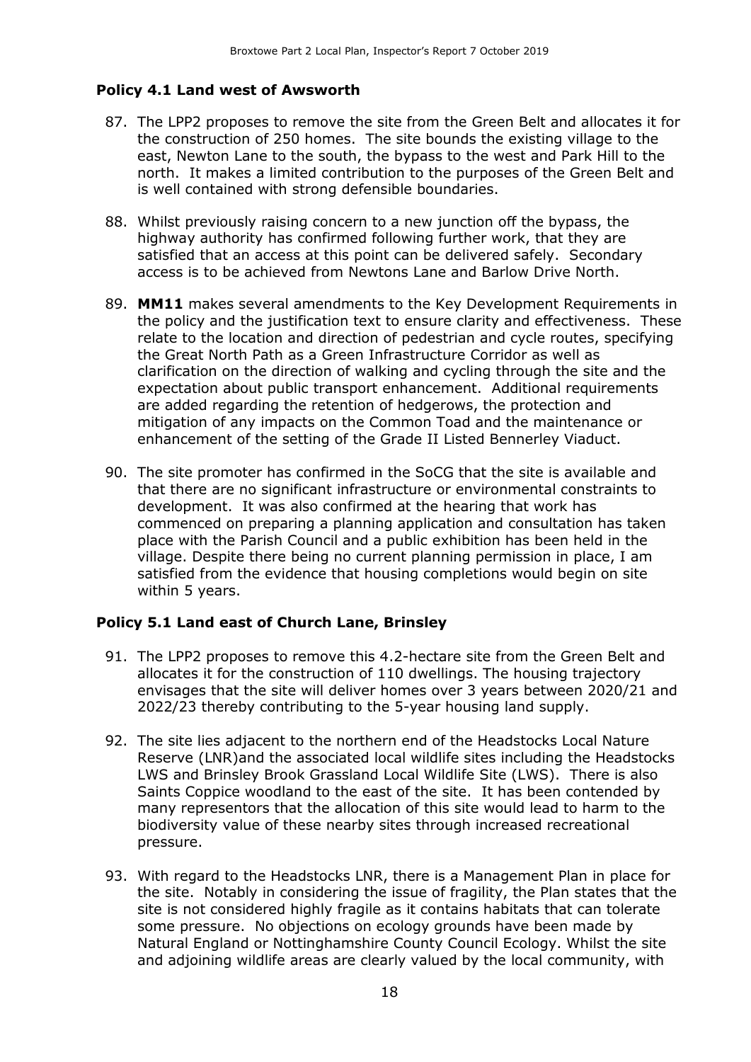### Policy 4.1 Land west of Awsworth

87. The LPP2 proposes to remove the site from the Green Belt and allocates it for the construction of 250 homes. The site bounds the existing village to the east, Newton Lane to the south, the bypass to the west and Park Hill to the north. It makes a limited contribution to the purposes of the Green Belt and is well contained with strong defensible boundaries.

88. Whilst previously raising concern to a new junction off the bypass, the highway authority has confirmed following further work, that they are satisfied that an access at this point can be delivered safely. Secondary access is to be achieved from Newtons Lane and Barlow Drive North.

89. **MM11** makes several amendments to the Key Development Requirements in the policy and the justification text to ensure clarity and effectiveness. These relate to the location and direction of pedestrian and cycle routes, specifying the Great North Path as a Green Infrastructure Corridor as well as clarification on the direction of walking and cycling through the site and the expectation about public transport enhancement. Additional requirements are added regarding the retention of hedgerows, the protection and mitigation of any impacts on the Common Toad and the maintenance or enhancement of the setting of the Grade II Listed Bennerley Viaduct.

90. The site promoter has confirmed in the SoCG that the site is available and that there are no significant infrastructure or environmental constraints to development. It was also confirmed at the hearing that work has commenced on preparing a planning application and consultation has taken place with the Parish Council and a public exhibition has been held in the village. Despite there being no current planning permission in place, I am satisfied from the evidence that housing completions would begin on site within 5 years.

### Policy 5.1 Land east of Church Lane, Brinsley

91. The LPP2 proposes to remove this 4.2-hectare site from the Green Belt and allocates it for the construction of 110 dwellings. The housing trajectory envisages that the site will deliver homes over 3 years between 2020/21 and 2022/23 thereby contributing to the 5-year housing land supply.

92. The site lies adjacent to the northern end of the Headstocks Local Nature Reserve (LNR)and the associated local wildlife sites including the Headstocks LWS and Brinsley Brook Grassland Local Wildlife Site (LWS). There is also Saints Coppice woodland to the east of the site. It has been contended by many representors that the allocation of this site would lead to harm to the biodiversity value of these nearby sites through increased recreational pressure.

93. With regard to the Headstocks LNR, there is a Management Plan in place for the site. Notably in considering the issue of fragility, the Plan states that the site is not considered highly fragile as it contains habitats that can tolerate some pressure. No objections on ecology grounds have been made by Natural England or Nottinghamshire County Council Ecology. Whilst the site and adjoining wildlife areas are clearly valued by the local community, with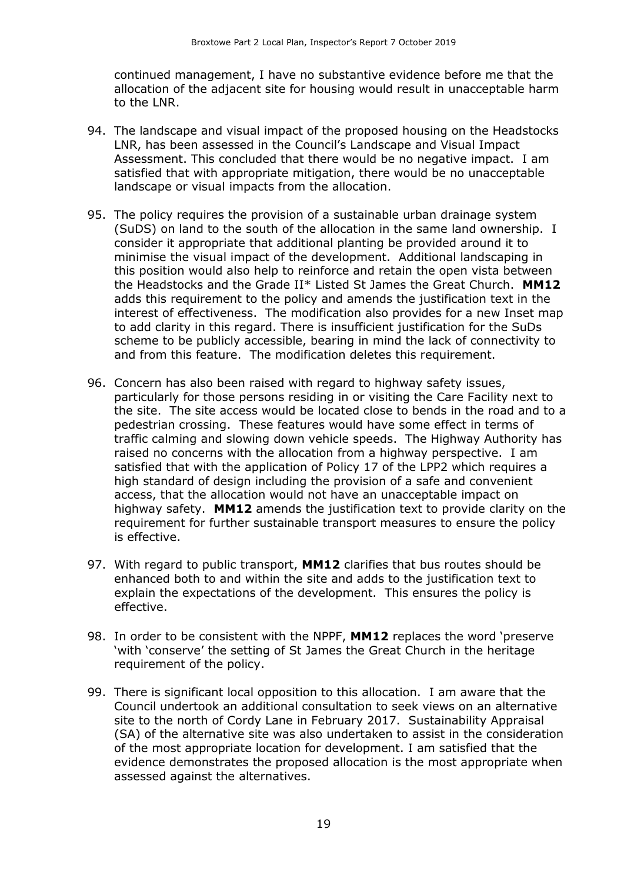continued management, I have no substantive evidence before me that the allocation of the adjacent site for housing would result in unacceptable harm to the LNR.

94. The landscape and visual impact of the proposed housing on the Headstocks LNR, has been assessed in the Council's Landscape and Visual Impact Assessment. This concluded that there would be no negative impact. I am satisfied that with appropriate mitigation, there would be no unacceptable landscape or visual impacts from the allocation.

95. The policy requires the provision of a sustainable urban drainage system (SuDS) on land to the south of the allocation in the same land ownership. I consider it appropriate that additional planting be provided around it to minimise the visual impact of the development. Additional landscaping in this position would also help to reinforce and retain the open vista between the Headstocks and the Grade II* Listed St James the Great Church. **MM12** adds this requirement to the policy and amends the justification text in the interest of effectiveness. The modification also provides for a new Inset map to add clarity in this regard. There is insufficient justification for the SuDs scheme to be publicly accessible, bearing in mind the lack of connectivity to and from this feature. The modification deletes this requirement.

96. Concern has also been raised with regard to highway safety issues, particularly for those persons residing in or visiting the Care Facility next to the site. The site access would be located close to bends in the road and to a pedestrian crossing. These features would have some effect in terms of traffic calming and slowing down vehicle speeds. The Highway Authority has raised no concerns with the allocation from a highway perspective. I am satisfied that with the application of Policy 17 of the LPP2 which requires a high standard of design including the provision of a safe and convenient access, that the allocation would not have an unacceptable impact on highway safety. **MM12** amends the justification text to provide clarity on the requirement for further sustainable transport measures to ensure the policy is effective.

97. With regard to public transport, **MM12** clarifies that bus routes should be enhanced both to and within the site and adds to the justification text to explain the expectations of the development. This ensures the policy is effective.

98. In order to be consistent with the NPPF, **MM12** replaces the word 'preserve 'with 'conserve' the setting of St James the Great Church in the heritage requirement of the policy.

99. There is significant local opposition to this allocation. I am aware that the Council undertook an additional consultation to seek views on an alternative site to the north of Cordy Lane in February 2017. Sustainability Appraisal (SA) of the alternative site was also undertaken to assist in the consideration of the most appropriate location for development. I am satisfied that the evidence demonstrates the proposed allocation is the most appropriate when assessed against the alternatives.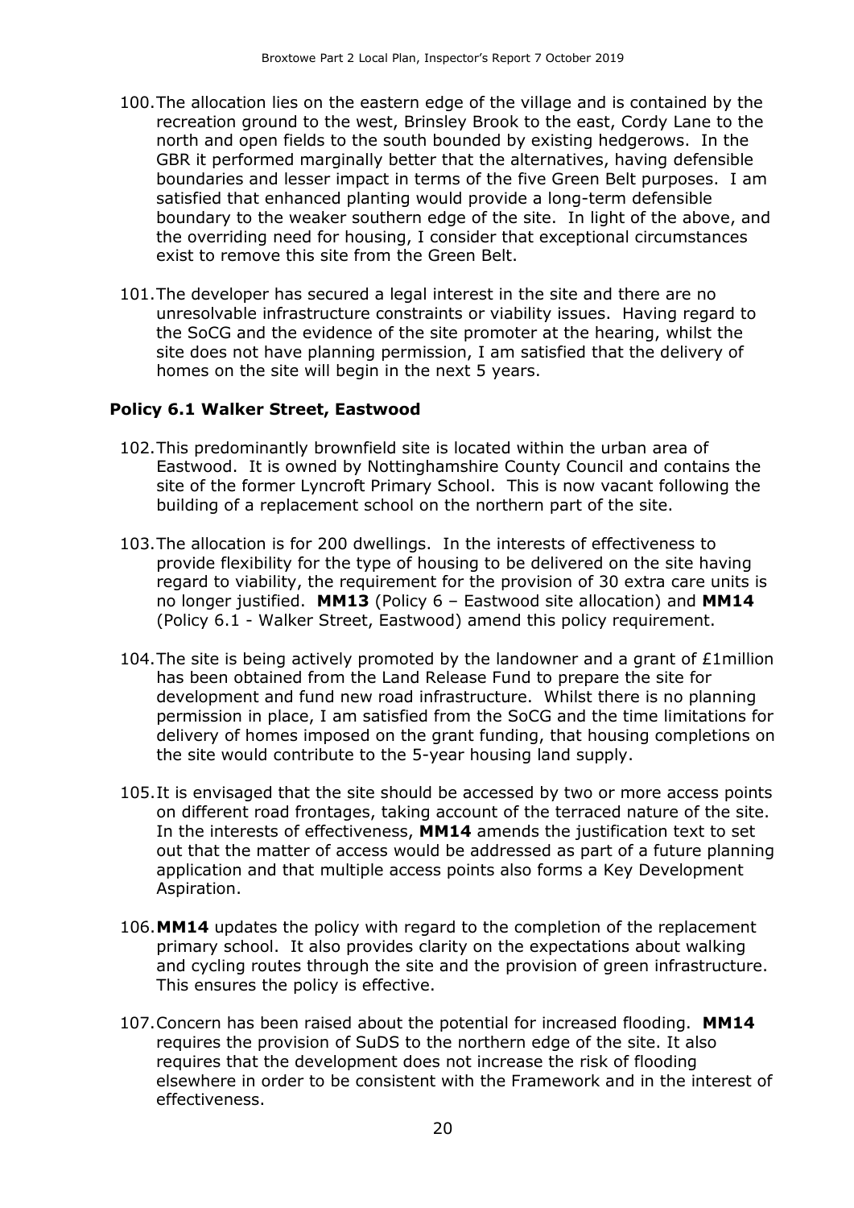100. The allocation lies on the eastern edge of the village and is contained by the recreation ground to the west, Brinsley Brook to the east, Cordy Lane to the north and open fields to the south bounded by existing hedgerows. In the GBR it performed marginally better that the alternatives, having defensible boundaries and lesser impact in terms of the five Green Belt purposes. I am satisfied that enhanced planting would provide a long-term defensible boundary to the weaker southern edge of the site. In light of the above, and the overriding need for housing, I consider that exceptional circumstances exist to remove this site from the Green Belt.

101. The developer has secured a legal interest in the site and there are no unresolvable infrastructure constraints or viability issues. Having regard to the SoCG and the evidence of the site promoter at the hearing, whilst the site does not have planning permission, I am satisfied that the delivery of homes on the site will begin in the next 5 years.

### Policy 6.1 Walker Street, Eastwood

102. This predominantly brownfield site is located within the urban area of Eastwood. It is owned by Nottinghamshire County Council and contains the site of the former Lyncroft Primary School. This is now vacant following the building of a replacement school on the northern part of the site.

103. The allocation is for 200 dwellings. In the interests of effectiveness to provide flexibility for the type of housing to be delivered on the site having regard to viability, the requirement for the provision of 30 extra care units is no longer justified. **MM13** (Policy 6 – Eastwood site allocation) and **MM14** (Policy 6.1 - Walker Street, Eastwood) amend this policy requirement.

104. The site is being actively promoted by the landowner and a grant of £1million has been obtained from the Land Release Fund to prepare the site for development and fund new road infrastructure. Whilst there is no planning permission in place, I am satisfied from the SoCG and the time limitations for delivery of homes imposed on the grant funding, that housing completions on the site would contribute to the 5-year housing land supply.

105. It is envisaged that the site should be accessed by two or more access points on different road frontages, taking account of the terraced nature of the site. In the interests of effectiveness, **MM14** amends the justification text to set out that the matter of access would be addressed as part of a future planning application and that multiple access points also forms a Key Development Aspiration.

106. **MM14** updates the policy with regard to the completion of the replacement primary school. It also provides clarity on the expectations about walking and cycling routes through the site and the provision of green infrastructure. This ensures the policy is effective.

107. Concern has been raised about the potential for increased flooding. **MM14** requires the provision of SuDS to the northern edge of the site. It also requires that the development does not increase the risk of flooding elsewhere in order to be consistent with the Framework and in the interest of effectiveness.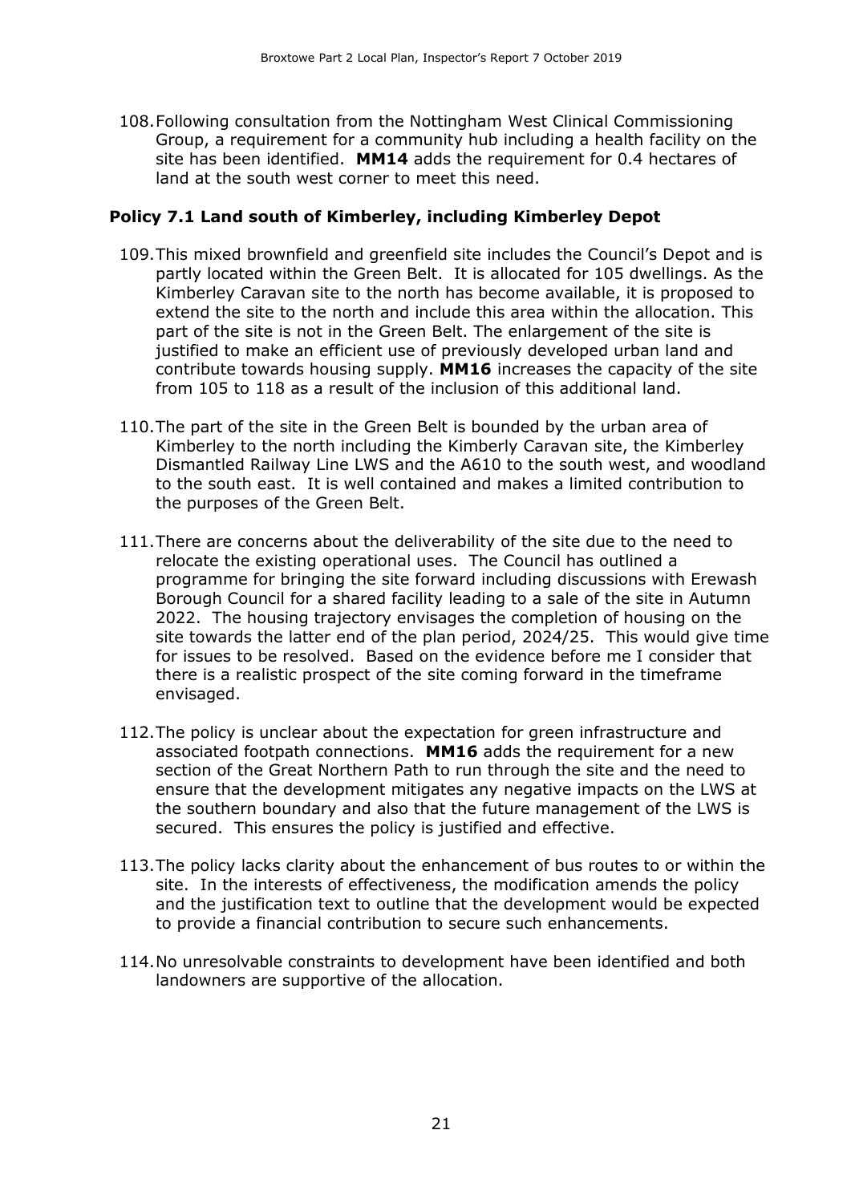108. Following consultation from the Nottingham West Clinical Commissioning Group, a requirement for a community hub including a health facility on the site has been identified. **MM14** adds the requirement for 0.4 hectares of land at the south west corner to meet this need.

### Policy 7.1 Land south of Kimberley, including Kimberley Depot

109. This mixed brownfield and greenfield site includes the Council's Depot and is partly located within the Green Belt. It is allocated for 105 dwellings. As the Kimberley Caravan site to the north has become available, it is proposed to extend the site to the north and include this area within the allocation. This part of the site is not in the Green Belt. The enlargement of the site is justified to make an efficient use of previously developed urban land and contribute towards housing supply. **MM16** increases the capacity of the site from 105 to 118 as a result of the inclusion of this additional land.

110. The part of the site in the Green Belt is bounded by the urban area of Kimberley to the north including the Kimberly Caravan site, the Kimberley Dismantled Railway Line LWS and the A610 to the south west, and woodland to the south east. It is well contained and makes a limited contribution to the purposes of the Green Belt.

111. There are concerns about the deliverability of the site due to the need to relocate the existing operational uses. The Council has outlined a programme for bringing the site forward including discussions with Erewash Borough Council for a shared facility leading to a sale of the site in Autumn 2022. The housing trajectory envisages the completion of housing on the site towards the latter end of the plan period, 2024/25. This would give time for issues to be resolved. Based on the evidence before me I consider that there is a realistic prospect of the site coming forward in the timeframe envisaged.

112. The policy is unclear about the expectation for green infrastructure and associated footpath connections. **MM16** adds the requirement for a new section of the Great Northern Path to run through the site and the need to ensure that the development mitigates any negative impacts on the LWS at the southern boundary and also that the future management of the LWS is secured. This ensures the policy is justified and effective.

113. The policy lacks clarity about the enhancement of bus routes to or within the site. In the interests of effectiveness, the modification amends the policy and the justification text to outline that the development would be expected to provide a financial contribution to secure such enhancements.

114. No unresolvable constraints to development have been identified and both landowners are supportive of the allocation.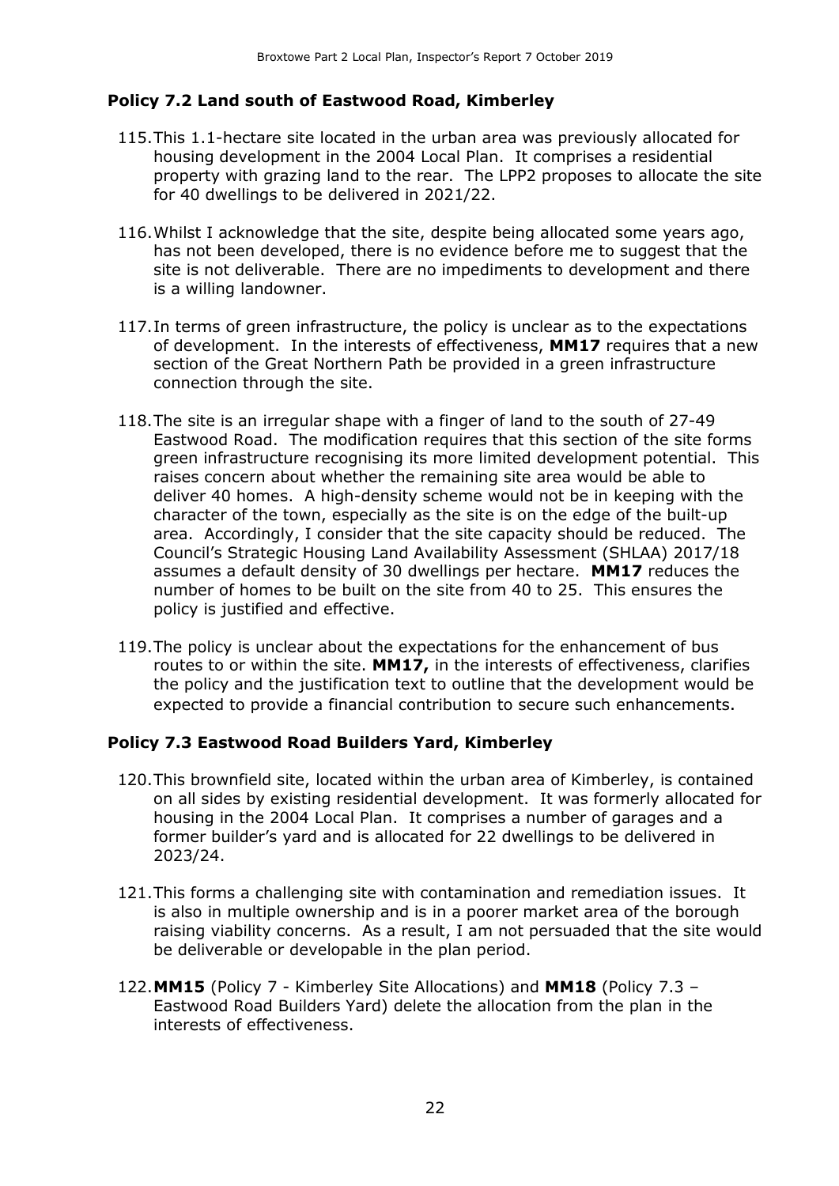### Policy 7.2 Land south of Eastwood Road, Kimberley

115. This 1.1-hectare site located in the urban area was previously allocated for housing development in the 2004 Local Plan. It comprises a residential property with grazing land to the rear. The LPP2 proposes to allocate the site for 40 dwellings to be delivered in 2021/22.

116. Whilst I acknowledge that the site, despite being allocated some years ago, has not been developed, there is no evidence before me to suggest that the site is not deliverable. There are no impediments to development and there is a willing landowner.

117. In terms of green infrastructure, the policy is unclear as to the expectations of development. In the interests of effectiveness, **MM17** requires that a new section of the Great Northern Path be provided in a green infrastructure connection through the site.

118. The site is an irregular shape with a finger of land to the south of 27-49 Eastwood Road. The modification requires that this section of the site forms green infrastructure recognising its more limited development potential. This raises concern about whether the remaining site area would be able to deliver 40 homes. A high-density scheme would not be in keeping with the character of the town, especially as the site is on the edge of the built-up area. Accordingly, I consider that the site capacity should be reduced. The Council's Strategic Housing Land Availability Assessment (SHLAA) 2017/18 assumes a default density of 30 dwellings per hectare. **MM17** reduces the number of homes to be built on the site from 40 to 25. This ensures the policy is justified and effective.

119. The policy is unclear about the expectations for the enhancement of bus routes to or within the site. **MM17,** in the interests of effectiveness, clarifies the policy and the justification text to outline that the development would be expected to provide a financial contribution to secure such enhancements.

### Policy 7.3 Eastwood Road Builders Yard, Kimberley

120. This brownfield site, located within the urban area of Kimberley, is contained on all sides by existing residential development. It was formerly allocated for housing in the 2004 Local Plan. It comprises a number of garages and a former builder's yard and is allocated for 22 dwellings to be delivered in 2023/24.

121. This forms a challenging site with contamination and remediation issues. It is also in multiple ownership and is in a poorer market area of the borough raising viability concerns. As a result, I am not persuaded that the site would be deliverable or developable in the plan period.

122. **MM15** (Policy 7 - Kimberley Site Allocations) and **MM18** (Policy 7.3 – Eastwood Road Builders Yard) delete the allocation from the plan in the interests of effectiveness.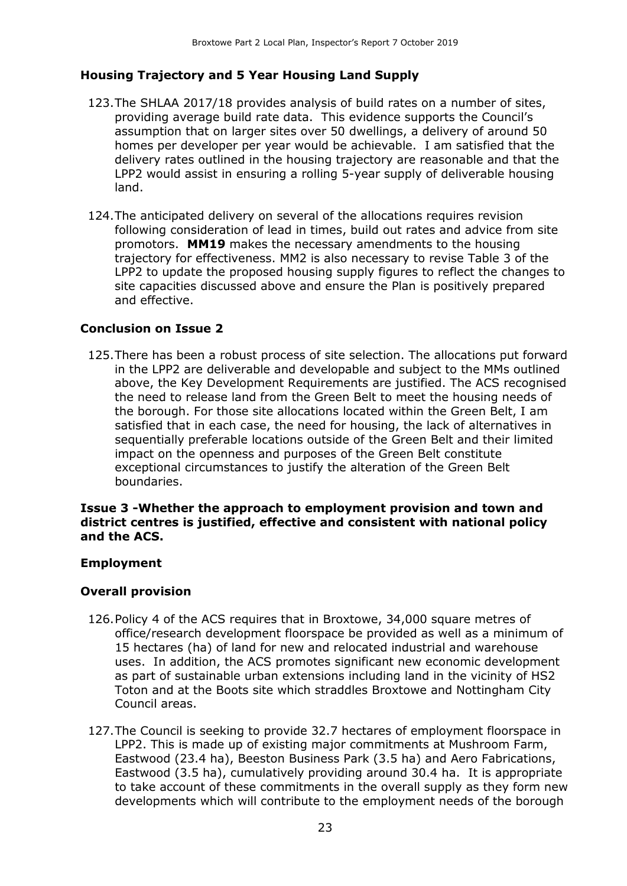## Housing Trajectory and 5 Year Housing Land Supply

123. The SHLAA 2017/18 provides analysis of build rates on a number of sites, providing average build rate data. This evidence supports the Council's assumption that on larger sites over 50 dwellings, a delivery of around 50 homes per developer per year would be achievable. I am satisfied that the delivery rates outlined in the housing trajectory are reasonable and that the LPP2 would assist in ensuring a rolling 5-year supply of deliverable housing land.

124. The anticipated delivery on several of the allocations requires revision following consideration of lead in times, build out rates and advice from site promotors. **MM19** makes the necessary amendments to the housing trajectory for effectiveness. MM2 is also necessary to revise Table 3 of the LPP2 to update the proposed housing supply figures to reflect the changes to site capacities discussed above and ensure the Plan is positively prepared and effective.

## Conclusion on Issue 2

125. There has been a robust process of site selection. The allocations put forward in the LPP2 are deliverable and developable and subject to the MMs outlined above, the Key Development Requirements are justified. The ACS recognised the need to release land from the Green Belt to meet the housing needs of the borough. For those site allocations located within the Green Belt, I am satisfied that in each case, the need for housing, the lack of alternatives in sequentially preferable locations outside of the Green Belt and their limited impact on the openness and purposes of the Green Belt constitute exceptional circumstances to justify the alteration of the Green Belt boundaries.

## Issue 3 -Whether the approach to employment provision and town and district centres is justified, effective and consistent with national policy and the ACS.

## Employment

## Overall provision

126. Policy 4 of the ACS requires that in Broxtowe, 34,000 square metres of office/research development floorspace be provided as well as a minimum of 15 hectares (ha) of land for new and relocated industrial and warehouse uses. In addition, the ACS promotes significant new economic development as part of sustainable urban extensions including land in the vicinity of HS2 Toton and at the Boots site which straddles Broxtowe and Nottingham City Council areas.

127. The Council is seeking to provide 32.7 hectares of employment floorspace in LPP2. This is made up of existing major commitments at Mushroom Farm, Eastwood (23.4 ha), Beeston Business Park (3.5 ha) and Aero Fabrications, Eastwood (3.5 ha), cumulatively providing around 30.4 ha. It is appropriate to take account of these commitments in the overall supply as they form new developments which will contribute to the employment needs of the borough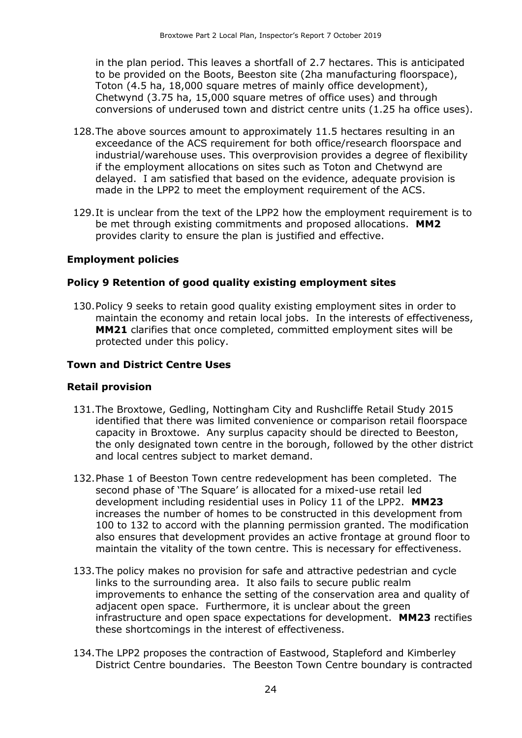in the plan period. This leaves a shortfall of 2.7 hectares. This is anticipated to be provided on the Boots, Beeston site (2ha manufacturing floorspace), Toton (4.5 ha, 18,000 square metres of mainly office development), Chetwynd (3.75 ha, 15,000 square metres of office uses) and through conversions of underused town and district centre units (1.25 ha office uses).

128. The above sources amount to approximately 11.5 hectares resulting in an exceedance of the ACS requirement for both office/research floorspace and industrial/warehouse uses. This overprovision provides a degree of flexibility if the employment allocations on sites such as Toton and Chetwynd are delayed. I am satisfied that based on the evidence, adequate provision is made in the LPP2 to meet the employment requirement of the ACS.

129. It is unclear from the text of the LPP2 how the employment requirement is to be met through existing commitments and proposed allocations. **MM2** provides clarity to ensure the plan is justified and effective.

### Employment policies

### Policy 9 Retention of good quality existing employment sites

130. Policy 9 seeks to retain good quality existing employment sites in order to maintain the economy and retain local jobs. In the interests of effectiveness, **MM21** clarifies that once completed, committed employment sites will be protected under this policy.

### Town and District Centre Uses

### Retail provision

131. The Broxtowe, Gedling, Nottingham City and Rushcliffe Retail Study 2015 identified that there was limited convenience or comparison retail floorspace capacity in Broxtowe. Any surplus capacity should be directed to Beeston, the only designated town centre in the borough, followed by the other district and local centres subject to market demand.

132. Phase 1 of Beeston Town centre redevelopment has been completed. The second phase of 'The Square' is allocated for a mixed-use retail led development including residential uses in Policy 11 of the LPP2. **MM23** increases the number of homes to be constructed in this development from 100 to 132 to accord with the planning permission granted. The modification also ensures that development provides an active frontage at ground floor to maintain the vitality of the town centre. This is necessary for effectiveness.

133. The policy makes no provision for safe and attractive pedestrian and cycle links to the surrounding area. It also fails to secure public realm improvements to enhance the setting of the conservation area and quality of adjacent open space. Furthermore, it is unclear about the green infrastructure and open space expectations for development. **MM23** rectifies these shortcomings in the interest of effectiveness.

134. The LPP2 proposes the contraction of Eastwood, Stapleford and Kimberley District Centre boundaries. The Beeston Town Centre boundary is contracted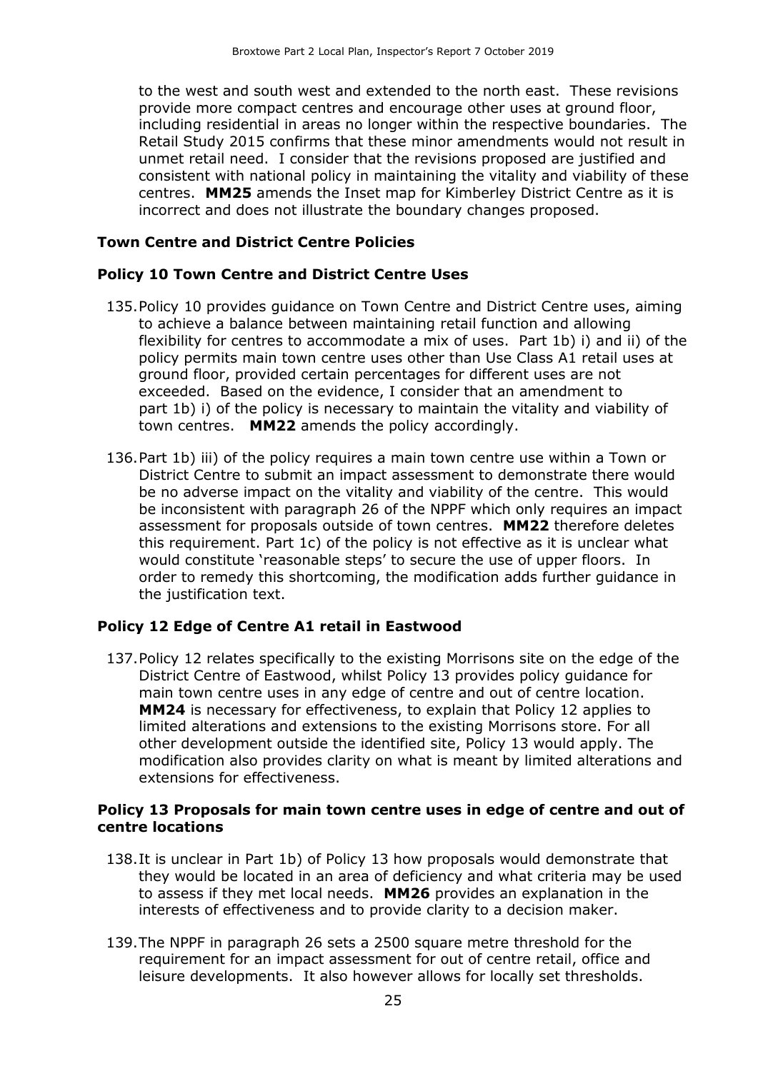to the west and south west and extended to the north east. These revisions provide more compact centres and encourage other uses at ground floor, including residential in areas no longer within the respective boundaries. The Retail Study 2015 confirms that these minor amendments would not result in unmet retail need. I consider that the revisions proposed are justified and consistent with national policy in maintaining the vitality and viability of these centres. **MM25** amends the Inset map for Kimberley District Centre as it is incorrect and does not illustrate the boundary changes proposed.

### Town Centre and District Centre Policies

#### Policy 10 Town Centre and District Centre Uses

135. Policy 10 provides guidance on Town Centre and District Centre uses, aiming to achieve a balance between maintaining retail function and allowing flexibility for centres to accommodate a mix of uses. Part 1b) i) and ii) of the policy permits main town centre uses other than Use Class A1 retail uses at ground floor, provided certain percentages for different uses are not exceeded. Based on the evidence, I consider that an amendment to part 1b) i) of the policy is necessary to maintain the vitality and viability of town centres. **MM22** amends the policy accordingly.

136. Part 1b) iii) of the policy requires a main town centre use within a Town or District Centre to submit an impact assessment to demonstrate there would be no adverse impact on the vitality and viability of the centre. This would be inconsistent with paragraph 26 of the NPPF which only requires an impact assessment for proposals outside of town centres. **MM22** therefore deletes this requirement. Part 1c) of the policy is not effective as it is unclear what would constitute 'reasonable steps' to secure the use of upper floors. In order to remedy this shortcoming, the modification adds further guidance in the justification text.

#### Policy 12 Edge of Centre A1 retail in Eastwood

137. Policy 12 relates specifically to the existing Morrisons site on the edge of the District Centre of Eastwood, whilst Policy 13 provides policy guidance for main town centre uses in any edge of centre and out of centre location. **MM24** is necessary for effectiveness, to explain that Policy 12 applies to limited alterations and extensions to the existing Morrisons store. For all other development outside the identified site, Policy 13 would apply. The modification also provides clarity on what is meant by limited alterations and extensions for effectiveness.

#### Policy 13 Proposals for main town centre uses in edge of centre and out of centre locations

138. It is unclear in Part 1b) of Policy 13 how proposals would demonstrate that they would be located in an area of deficiency and what criteria may be used to assess if they met local needs. **MM26** provides an explanation in the interests of effectiveness and to provide clarity to a decision maker.

139. The NPPF in paragraph 26 sets a 2500 square metre threshold for the requirement for an impact assessment for out of centre retail, office and leisure developments. It also however allows for locally set thresholds.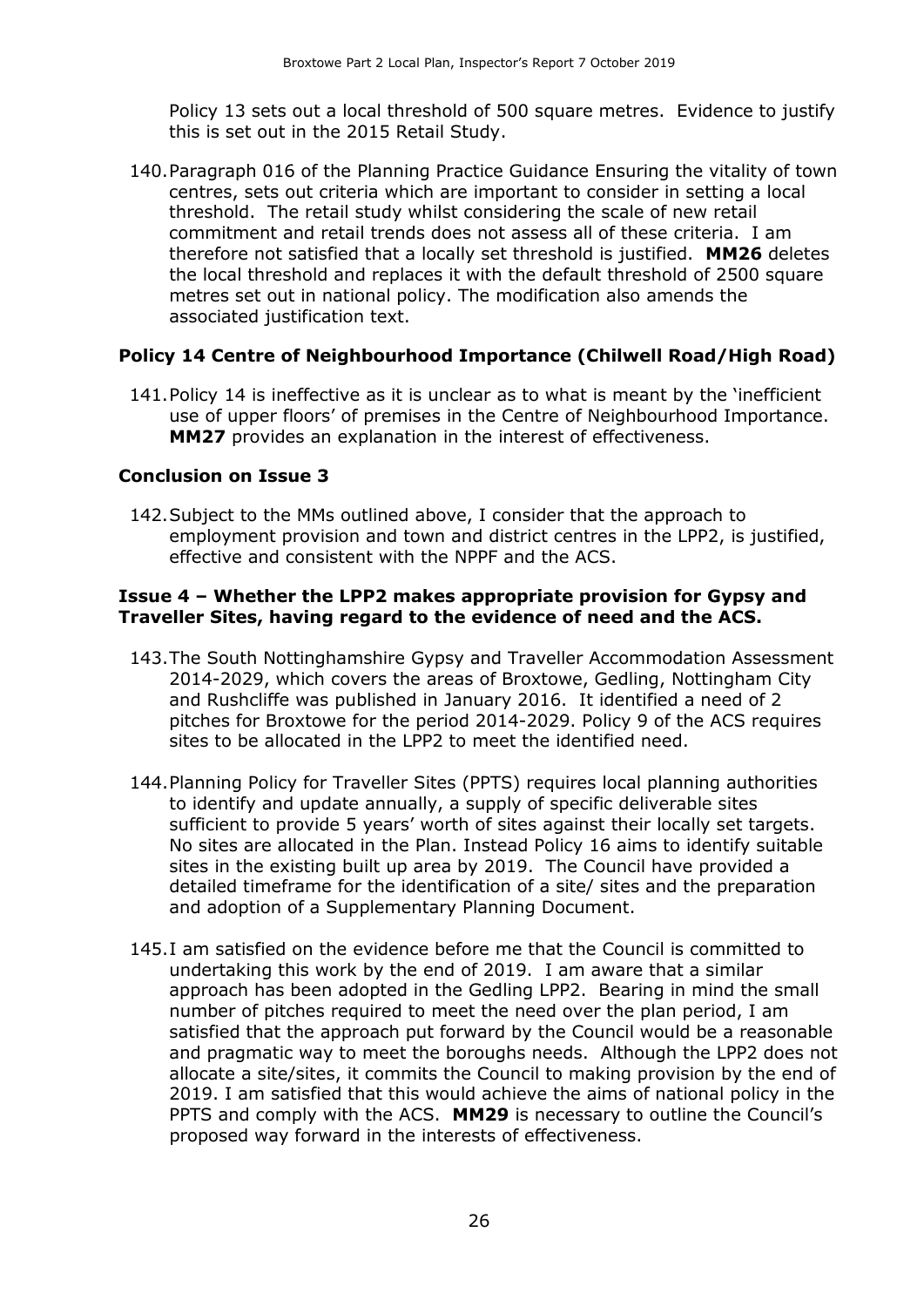Policy 13 sets out a local threshold of 500 square metres. Evidence to justify this is set out in the 2015 Retail Study.

140. Paragraph 016 of the Planning Practice Guidance Ensuring the vitality of town centres, sets out criteria which are important to consider in setting a local threshold. The retail study whilst considering the scale of new retail commitment and retail trends does not assess all of these criteria. I am therefore not satisfied that a locally set threshold is justified. **MM26** deletes the local threshold and replaces it with the default threshold of 2500 square metres set out in national policy. The modification also amends the associated justification text.

### Policy 14 Centre of Neighbourhood Importance (Chilwell Road/High Road)

141. Policy 14 is ineffective as it is unclear as to what is meant by the 'inefficient use of upper floors' of premises in the Centre of Neighbourhood Importance. **MM27** provides an explanation in the interest of effectiveness.

### Conclusion on Issue 3

142. Subject to the MMs outlined above, I consider that the approach to employment provision and town and district centres in the LPP2, is justified, effective and consistent with the NPPF and the ACS.

### Issue 4 – Whether the LPP2 makes appropriate provision for Gypsy and Traveller Sites, having regard to the evidence of need and the ACS.

143. The South Nottinghamshire Gypsy and Traveller Accommodation Assessment 2014-2029, which covers the areas of Broxtowe, Gedling, Nottingham City and Rushcliffe was published in January 2016. It identified a need of 2 pitches for Broxtowe for the period 2014-2029. Policy 9 of the ACS requires sites to be allocated in the LPP2 to meet the identified need.

144. Planning Policy for Traveller Sites (PPTS) requires local planning authorities to identify and update annually, a supply of specific deliverable sites sufficient to provide 5 years' worth of sites against their locally set targets. No sites are allocated in the Plan. Instead Policy 16 aims to identify suitable sites in the existing built up area by 2019. The Council have provided a detailed timeframe for the identification of a site/ sites and the preparation and adoption of a Supplementary Planning Document.

145. I am satisfied on the evidence before me that the Council is committed to undertaking this work by the end of 2019. I am aware that a similar approach has been adopted in the Gedling LPP2. Bearing in mind the small number of pitches required to meet the need over the plan period, I am satisfied that the approach put forward by the Council would be a reasonable and pragmatic way to meet the boroughs needs. Although the LPP2 does not allocate a site/sites, it commits the Council to making provision by the end of 2019. I am satisfied that this would achieve the aims of national policy in the PPTS and comply with the ACS. **MM29** is necessary to outline the Council's proposed way forward in the interests of effectiveness.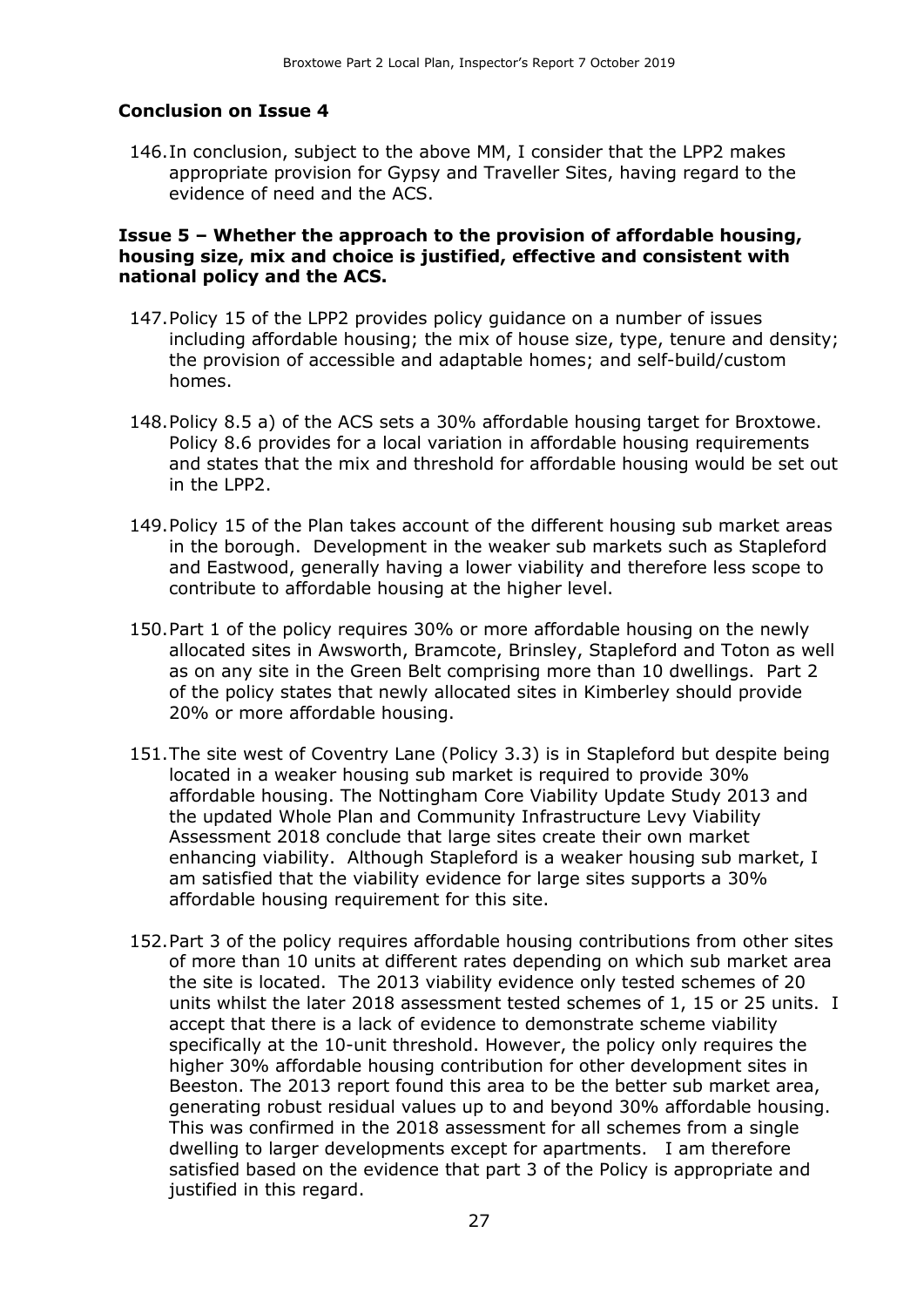### Conclusion on Issue 4

146. In conclusion, subject to the above MM, I consider that the LPP2 makes appropriate provision for Gypsy and Traveller Sites, having regard to the evidence of need and the ACS.

### Issue 5 – Whether the approach to the provision of affordable housing, housing size, mix and choice is justified, effective and consistent with national policy and the ACS.

147. Policy 15 of the LPP2 provides policy guidance on a number of issues including affordable housing; the mix of house size, type, tenure and density; the provision of accessible and adaptable homes; and self-build/custom homes.

148. Policy 8.5 a) of the ACS sets a 30% affordable housing target for Broxtowe. Policy 8.6 provides for a local variation in affordable housing requirements and states that the mix and threshold for affordable housing would be set out in the LPP2.

149. Policy 15 of the Plan takes account of the different housing sub market areas in the borough. Development in the weaker sub markets such as Stapleford and Eastwood, generally having a lower viability and therefore less scope to contribute to affordable housing at the higher level.

150. Part 1 of the policy requires 30% or more affordable housing on the newly allocated sites in Awsworth, Bramcote, Brinsley, Stapleford and Toton as well as on any site in the Green Belt comprising more than 10 dwellings. Part 2 of the policy states that newly allocated sites in Kimberley should provide 20% or more affordable housing.

151. The site west of Coventry Lane (Policy 3.3) is in Stapleford but despite being located in a weaker housing sub market is required to provide 30% affordable housing. The Nottingham Core Viability Update Study 2013 and the updated Whole Plan and Community Infrastructure Levy Viability Assessment 2018 conclude that large sites create their own market enhancing viability. Although Stapleford is a weaker housing sub market, I am satisfied that the viability evidence for large sites supports a 30% affordable housing requirement for this site.

152. Part 3 of the policy requires affordable housing contributions from other sites of more than 10 units at different rates depending on which sub market area the site is located. The 2013 viability evidence only tested schemes of 20 units whilst the later 2018 assessment tested schemes of 1, 15 or 25 units. I accept that there is a lack of evidence to demonstrate scheme viability specifically at the 10-unit threshold. However, the policy only requires the higher 30% affordable housing contribution for other development sites in Beeston. The 2013 report found this area to be the better sub market area, generating robust residual values up to and beyond 30% affordable housing. This was confirmed in the 2018 assessment for all schemes from a single dwelling to larger developments except for apartments. I am therefore satisfied based on the evidence that part 3 of the Policy is appropriate and justified in this regard.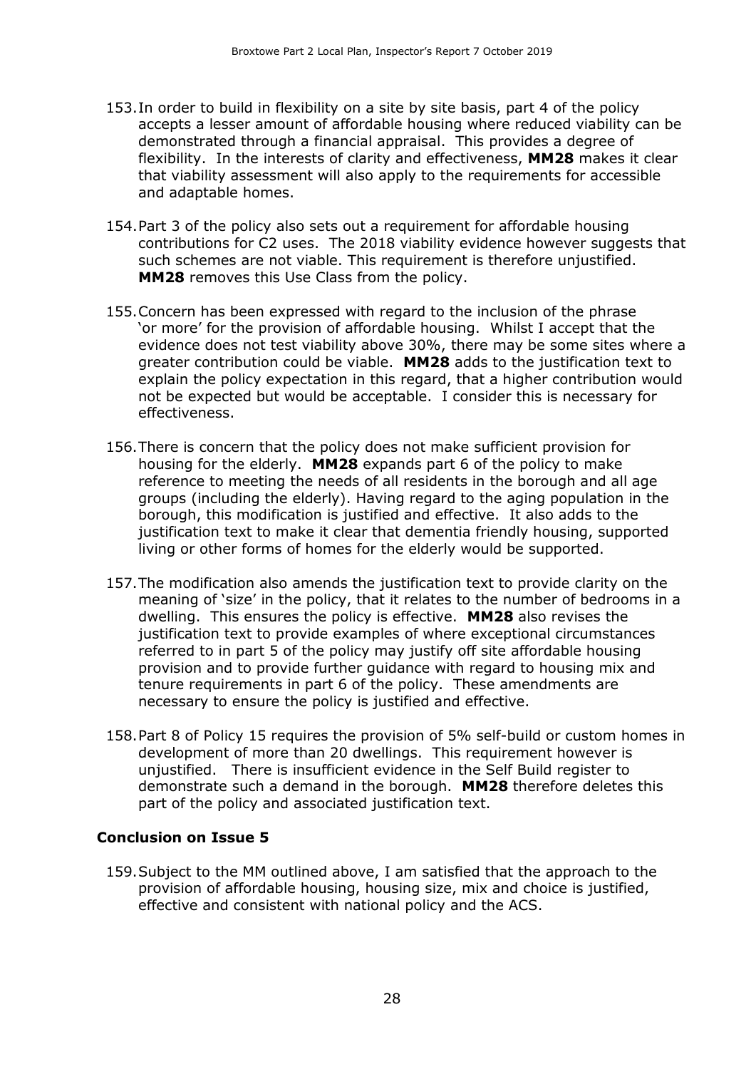153. In order to build in flexibility on a site by site basis, part 4 of the policy accepts a lesser amount of affordable housing where reduced viability can be demonstrated through a financial appraisal. This provides a degree of flexibility. In the interests of clarity and effectiveness, **MM28** makes it clear that viability assessment will also apply to the requirements for accessible and adaptable homes.

154. Part 3 of the policy also sets out a requirement for affordable housing contributions for C2 uses. The 2018 viability evidence however suggests that such schemes are not viable. This requirement is therefore unjustified. **MM28** removes this Use Class from the policy.

155. Concern has been expressed with regard to the inclusion of the phrase 'or more' for the provision of affordable housing. Whilst I accept that the evidence does not test viability above 30%, there may be some sites where a greater contribution could be viable. **MM28** adds to the justification text to explain the policy expectation in this regard, that a higher contribution would not be expected but would be acceptable. I consider this is necessary for effectiveness.

156. There is concern that the policy does not make sufficient provision for housing for the elderly. **MM28** expands part 6 of the policy to make reference to meeting the needs of all residents in the borough and all age groups (including the elderly). Having regard to the aging population in the borough, this modification is justified and effective. It also adds to the justification text to make it clear that dementia friendly housing, supported living or other forms of homes for the elderly would be supported.

157. The modification also amends the justification text to provide clarity on the meaning of 'size' in the policy, that it relates to the number of bedrooms in a dwelling. This ensures the policy is effective. **MM28** also revises the justification text to provide examples of where exceptional circumstances referred to in part 5 of the policy may justify off site affordable housing provision and to provide further guidance with regard to housing mix and tenure requirements in part 6 of the policy. These amendments are necessary to ensure the policy is justified and effective.

158. Part 8 of Policy 15 requires the provision of 5% self-build or custom homes in development of more than 20 dwellings. This requirement however is unjustified. There is insufficient evidence in the Self Build register to demonstrate such a demand in the borough. **MM28** therefore deletes this part of the policy and associated justification text.

### Conclusion on Issue 5

159. Subject to the MM outlined above, I am satisfied that the approach to the provision of affordable housing, housing size, mix and choice is justified, effective and consistent with national policy and the ACS.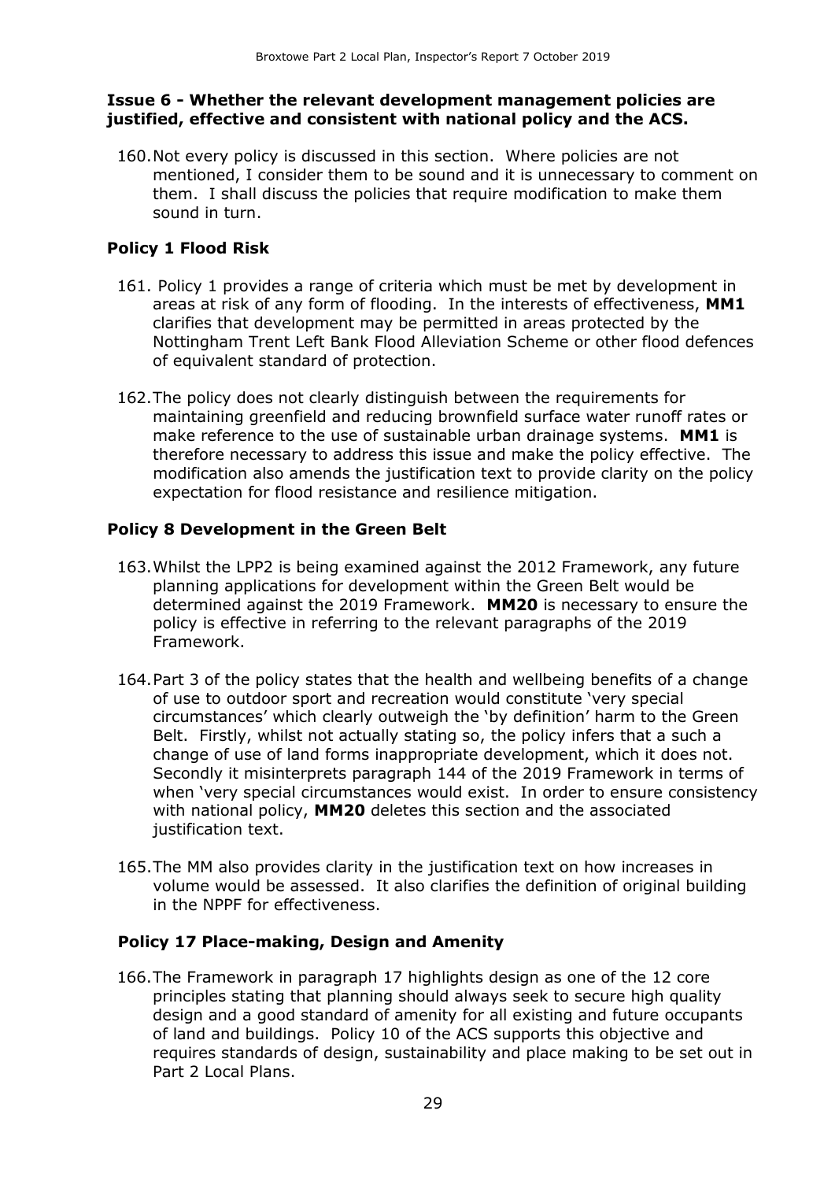**Issue 6 - Whether the relevant development management policies are justified, effective and consistent with national policy and the ACS.**

160. Not every policy is discussed in this section. Where policies are not mentioned, I consider them to be sound and it is unnecessary to comment on them. I shall discuss the policies that require modification to make them sound in turn.

**Policy 1 Flood Risk**

161. Policy 1 provides a range of criteria which must be met by development in areas at risk of any form of flooding. In the interests of effectiveness, **MM1** clarifies that development may be permitted in areas protected by the Nottingham Trent Left Bank Flood Alleviation Scheme or other flood defences of equivalent standard of protection.

162. The policy does not clearly distinguish between the requirements for maintaining greenfield and reducing brownfield surface water runoff rates or make reference to the use of sustainable urban drainage systems. **MM1** is therefore necessary to address this issue and make the policy effective. The modification also amends the justification text to provide clarity on the policy expectation for flood resistance and resilience mitigation.

**Policy 8 Development in the Green Belt**

163. Whilst the LPP2 is being examined against the 2012 Framework, any future planning applications for development within the Green Belt would be determined against the 2019 Framework. **MM20** is necessary to ensure the policy is effective in referring to the relevant paragraphs of the 2019 Framework.

164. Part 3 of the policy states that the health and wellbeing benefits of a change of use to outdoor sport and recreation would constitute 'very special circumstances' which clearly outweigh the 'by definition' harm to the Green Belt. Firstly, whilst not actually stating so, the policy infers that a such a change of use of land forms inappropriate development, which it does not. Secondly it misinterprets paragraph 144 of the 2019 Framework in terms of when 'very special circumstances would exist. In order to ensure consistency with national policy, **MM20** deletes this section and the associated justification text.

165. The MM also provides clarity in the justification text on how increases in volume would be assessed. It also clarifies the definition of original building in the NPPF for effectiveness.

**Policy 17 Place-making, Design and Amenity**

166. The Framework in paragraph 17 highlights design as one of the 12 core principles stating that planning should always seek to secure high quality design and a good standard of amenity for all existing and future occupants of land and buildings. Policy 10 of the ACS supports this objective and requires standards of design, sustainability and place making to be set out in Part 2 Local Plans.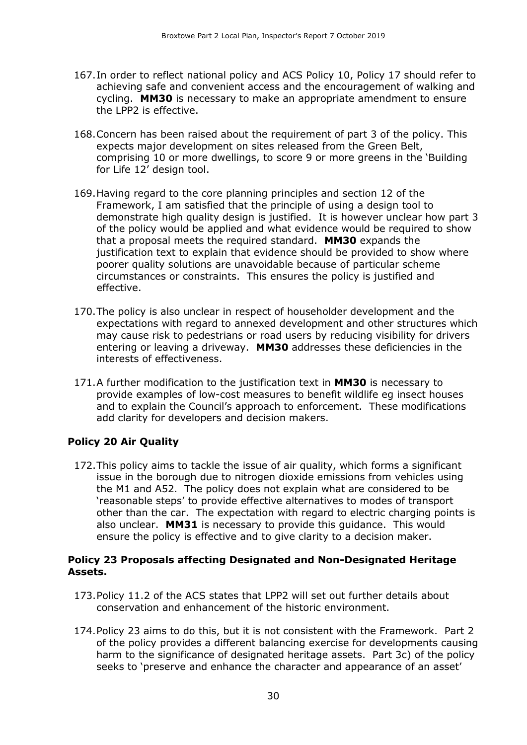167. In order to reflect national policy and ACS Policy 10, Policy 17 should refer to achieving safe and convenient access and the encouragement of walking and cycling. **MM30** is necessary to make an appropriate amendment to ensure the LPP2 is effective.

168. Concern has been raised about the requirement of part 3 of the policy. This expects major development on sites released from the Green Belt, comprising 10 or more dwellings, to score 9 or more greens in the 'Building for Life 12' design tool.

169. Having regard to the core planning principles and section 12 of the Framework, I am satisfied that the principle of using a design tool to demonstrate high quality design is justified. It is however unclear how part 3 of the policy would be applied and what evidence would be required to show that a proposal meets the required standard. **MM30** expands the justification text to explain that evidence should be provided to show where poorer quality solutions are unavoidable because of particular scheme circumstances or constraints. This ensures the policy is justified and effective.

170. The policy is also unclear in respect of householder development and the expectations with regard to annexed development and other structures which may cause risk to pedestrians or road users by reducing visibility for drivers entering or leaving a driveway. **MM30** addresses these deficiencies in the interests of effectiveness.

171. A further modification to the justification text in **MM30** is necessary to provide examples of low-cost measures to benefit wildlife eg insect houses and to explain the Council's approach to enforcement. These modifications add clarity for developers and decision makers.

### Policy 20 Air Quality

172. This policy aims to tackle the issue of air quality, which forms a significant issue in the borough due to nitrogen dioxide emissions from vehicles using the M1 and A52. The policy does not explain what are considered to be 'reasonable steps' to provide effective alternatives to modes of transport other than the car. The expectation with regard to electric charging points is also unclear. **MM31** is necessary to provide this guidance. This would ensure the policy is effective and to give clarity to a decision maker.

### Policy 23 Proposals affecting Designated and Non-Designated Heritage Assets.

173. Policy 11.2 of the ACS states that LPP2 will set out further details about conservation and enhancement of the historic environment.

174. Policy 23 aims to do this, but it is not consistent with the Framework. Part 2 of the policy provides a different balancing exercise for developments causing harm to the significance of designated heritage assets. Part 3c) of the policy seeks to 'preserve and enhance the character and appearance of an asset'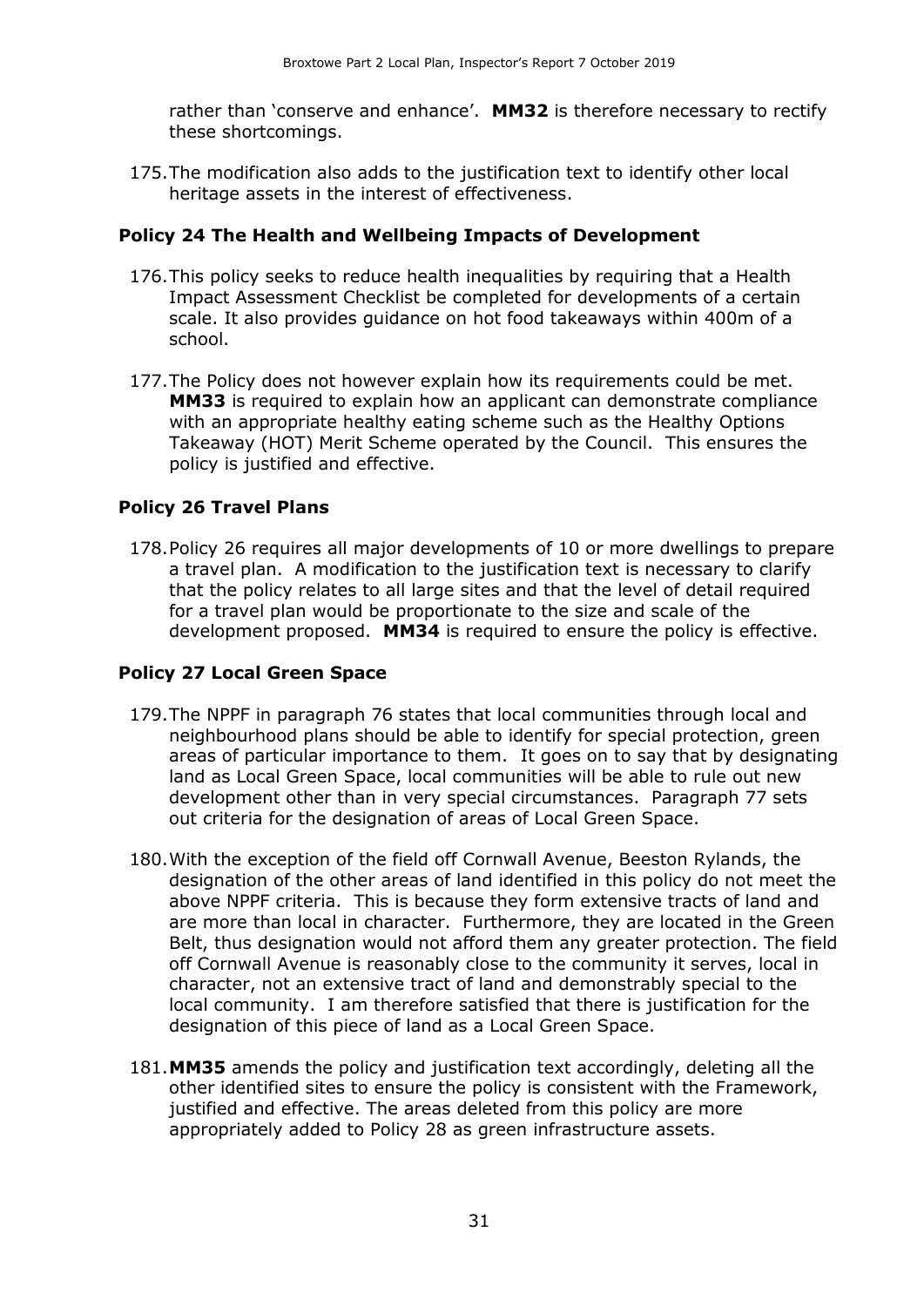rather than 'conserve and enhance'. **MM32** is therefore necessary to rectify these shortcomings.

175. The modification also adds to the justification text to identify other local heritage assets in the interest of effectiveness.

### Policy 24 The Health and Wellbeing Impacts of Development

176. This policy seeks to reduce health inequalities by requiring that a Health Impact Assessment Checklist be completed for developments of a certain scale. It also provides guidance on hot food takeaways within 400m of a school.

177. The Policy does not however explain how its requirements could be met. **MM33** is required to explain how an applicant can demonstrate compliance with an appropriate healthy eating scheme such as the Healthy Options Takeaway (HOT) Merit Scheme operated by the Council. This ensures the policy is justified and effective.

### Policy 26 Travel Plans

178. Policy 26 requires all major developments of 10 or more dwellings to prepare a travel plan. A modification to the justification text is necessary to clarify that the policy relates to all large sites and that the level of detail required for a travel plan would be proportionate to the size and scale of the development proposed. **MM34** is required to ensure the policy is effective.

### Policy 27 Local Green Space

179. The NPPF in paragraph 76 states that local communities through local and neighbourhood plans should be able to identify for special protection, green areas of particular importance to them. It goes on to say that by designating land as Local Green Space, local communities will be able to rule out new development other than in very special circumstances. Paragraph 77 sets out criteria for the designation of areas of Local Green Space.

180. With the exception of the field off Cornwall Avenue, Beeston Rylands, the designation of the other areas of land identified in this policy do not meet the above NPPF criteria. This is because they form extensive tracts of land and are more than local in character. Furthermore, they are located in the Green Belt, thus designation would not afford them any greater protection. The field off Cornwall Avenue is reasonably close to the community it serves, local in character, not an extensive tract of land and demonstrably special to the local community. I am therefore satisfied that there is justification for the designation of this piece of land as a Local Green Space.

181. **MM35** amends the policy and justification text accordingly, deleting all the other identified sites to ensure the policy is consistent with the Framework, justified and effective. The areas deleted from this policy are more appropriately added to Policy 28 as green infrastructure assets.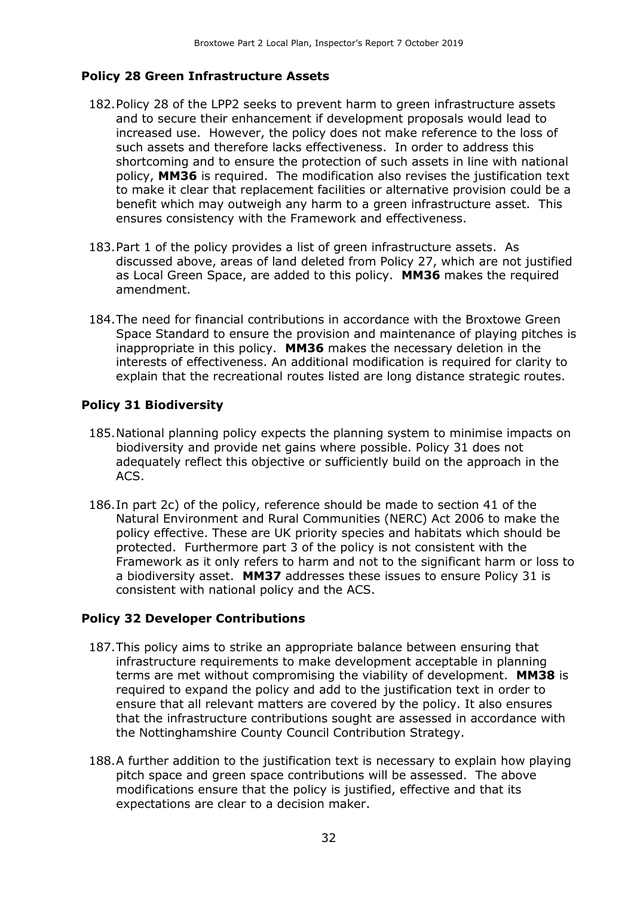### Policy 28 Green Infrastructure Assets

182. Policy 28 of the LPP2 seeks to prevent harm to green infrastructure assets and to secure their enhancement if development proposals would lead to increased use. However, the policy does not make reference to the loss of such assets and therefore lacks effectiveness. In order to address this shortcoming and to ensure the protection of such assets in line with national policy, **MM36** is required. The modification also revises the justification text to make it clear that replacement facilities or alternative provision could be a benefit which may outweigh any harm to a green infrastructure asset. This ensures consistency with the Framework and effectiveness.

183. Part 1 of the policy provides a list of green infrastructure assets. As discussed above, areas of land deleted from Policy 27, which are not justified as Local Green Space, are added to this policy. **MM36** makes the required amendment.

184. The need for financial contributions in accordance with the Broxtowe Green Space Standard to ensure the provision and maintenance of playing pitches is inappropriate in this policy. **MM36** makes the necessary deletion in the interests of effectiveness. An additional modification is required for clarity to explain that the recreational routes listed are long distance strategic routes.

### Policy 31 Biodiversity

185. National planning policy expects the planning system to minimise impacts on biodiversity and provide net gains where possible. Policy 31 does not adequately reflect this objective or sufficiently build on the approach in the ACS.

186. In part 2c) of the policy, reference should be made to section 41 of the Natural Environment and Rural Communities (NERC) Act 2006 to make the policy effective. These are UK priority species and habitats which should be protected. Furthermore part 3 of the policy is not consistent with the Framework as it only refers to harm and not to the significant harm or loss to a biodiversity asset. **MM37** addresses these issues to ensure Policy 31 is consistent with national policy and the ACS.

### Policy 32 Developer Contributions

187. This policy aims to strike an appropriate balance between ensuring that infrastructure requirements to make development acceptable in planning terms are met without compromising the viability of development. **MM38** is required to expand the policy and add to the justification text in order to ensure that all relevant matters are covered by the policy. It also ensures that the infrastructure contributions sought are assessed in accordance with the Nottinghamshire County Council Contribution Strategy.

188. A further addition to the justification text is necessary to explain how playing pitch space and green space contributions will be assessed. The above modifications ensure that the policy is justified, effective and that its expectations are clear to a decision maker.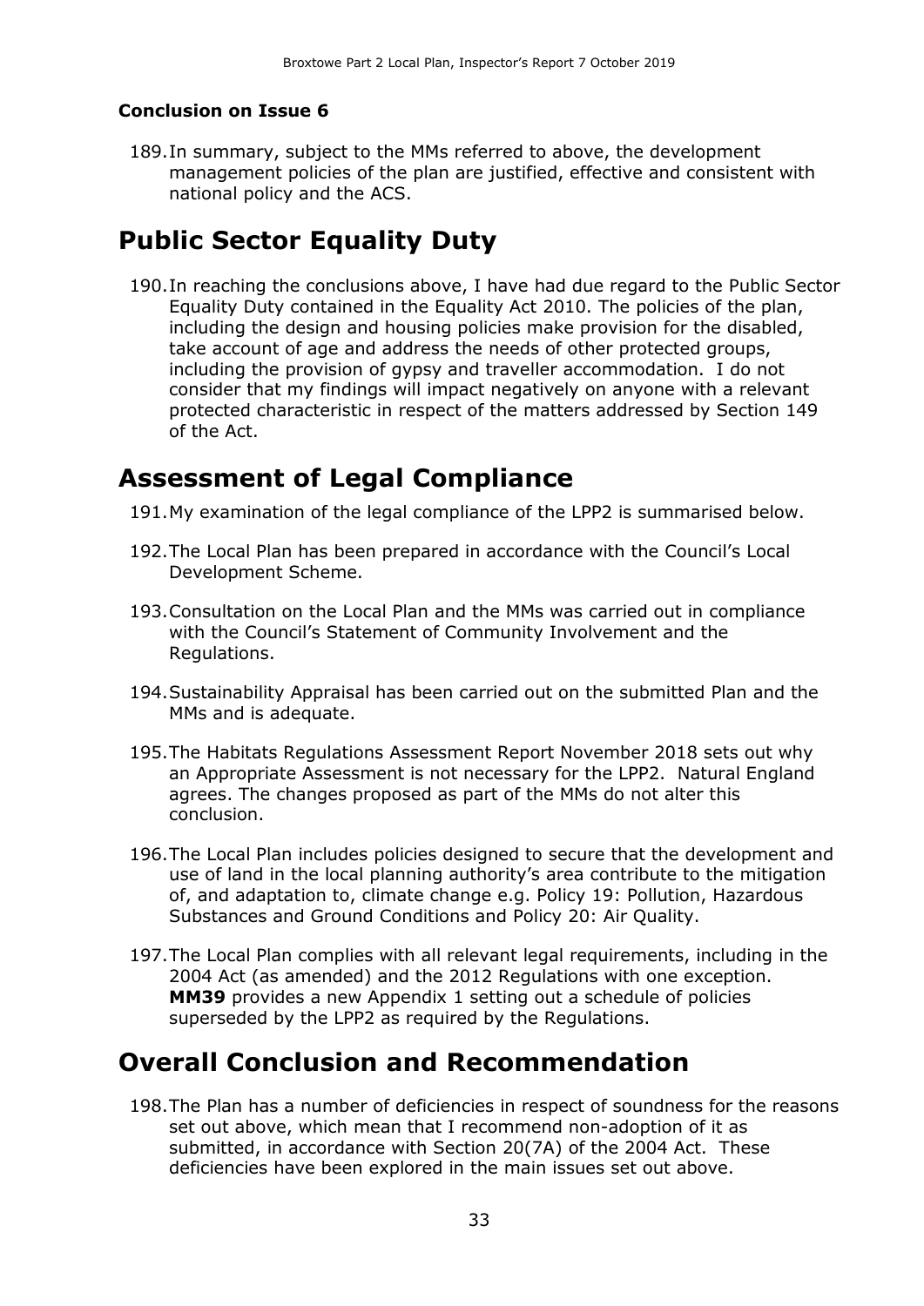#### Conclusion on Issue 6

189. In summary, subject to the MMs referred to above, the development management policies of the plan are justified, effective and consistent with national policy and the ACS.

## Public Sector Equality Duty

190. In reaching the conclusions above, I have had due regard to the Public Sector Equality Duty contained in the Equality Act 2010. The policies of the plan, including the design and housing policies make provision for the disabled, take account of age and address the needs of other protected groups, including the provision of gypsy and traveller accommodation. I do not consider that my findings will impact negatively on anyone with a relevant protected characteristic in respect of the matters addressed by Section 149 of the Act.

## Assessment of Legal Compliance

191. My examination of the legal compliance of the LPP2 is summarised below.

192. The Local Plan has been prepared in accordance with the Council's Local Development Scheme.

193. Consultation on the Local Plan and the MMs was carried out in compliance with the Council's Statement of Community Involvement and the Regulations.

194. Sustainability Appraisal has been carried out on the submitted Plan and the MMs and is adequate.

195. The Habitats Regulations Assessment Report November 2018 sets out why an Appropriate Assessment is not necessary for the LPP2. Natural England agrees. The changes proposed as part of the MMs do not alter this conclusion.

196. The Local Plan includes policies designed to secure that the development and use of land in the local planning authority's area contribute to the mitigation of, and adaptation to, climate change e.g. Policy 19: Pollution, Hazardous Substances and Ground Conditions and Policy 20: Air Quality.

197. The Local Plan complies with all relevant legal requirements, including in the 2004 Act (as amended) and the 2012 Regulations with one exception. **MM39** provides a new Appendix 1 setting out a schedule of policies superseded by the LPP2 as required by the Regulations.

## Overall Conclusion and Recommendation

198. The Plan has a number of deficiencies in respect of soundness for the reasons set out above, which mean that I recommend non-adoption of it as submitted, in accordance with Section 20(7A) of the 2004 Act. These deficiencies have been explored in the main issues set out above.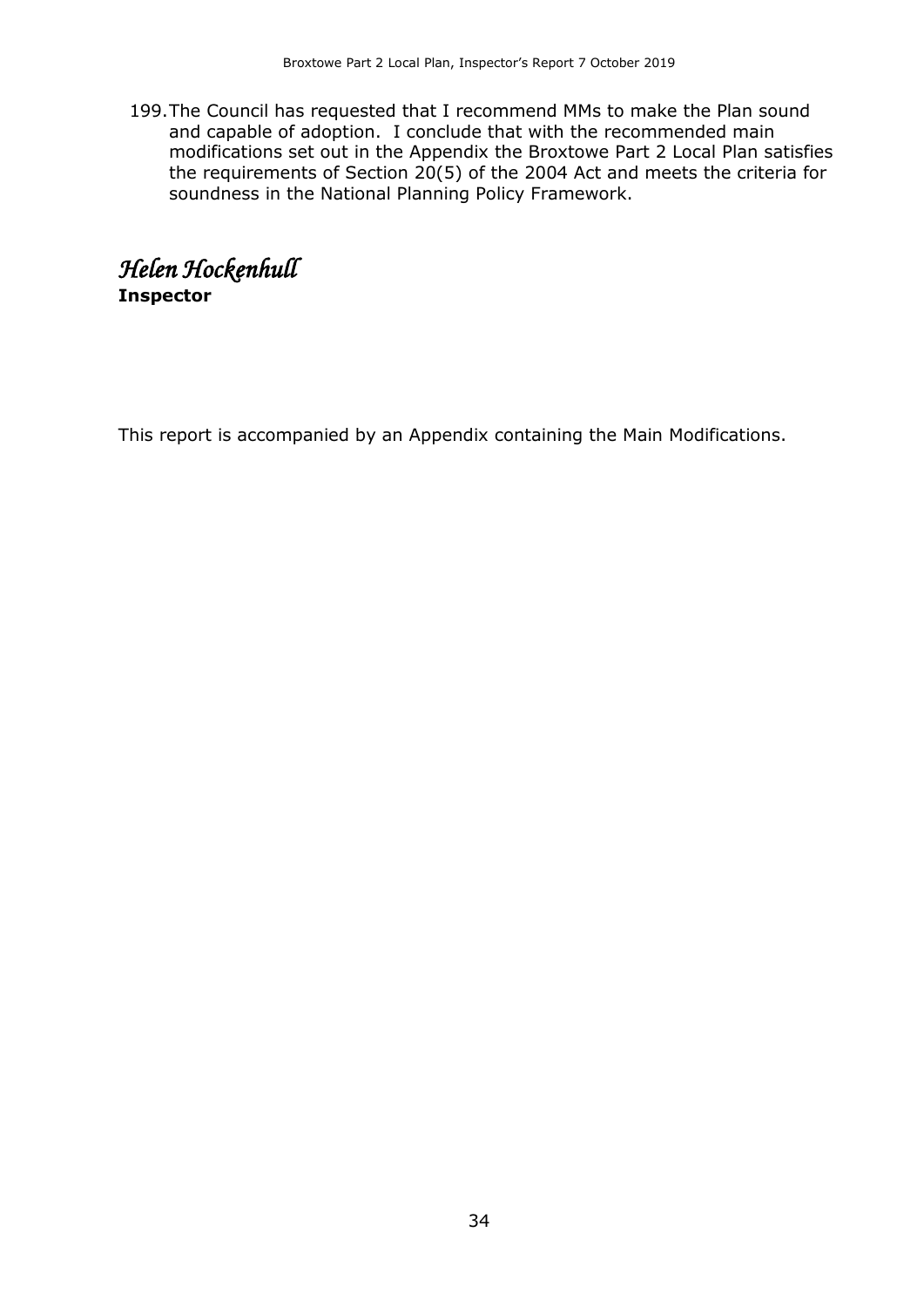199. The Council has requested that I recommend MMs to make the Plan sound and capable of adoption. I conclude that with the recommended main modifications set out in the Appendix the Broxtowe Part 2 Local Plan satisfies the requirements of Section 20(5) of the 2004 Act and meets the criteria for soundness in the National Planning Policy Framework.

*Helen Hockenhull*

**Inspector**

This report is accompanied by an Appendix containing the Main Modifications.